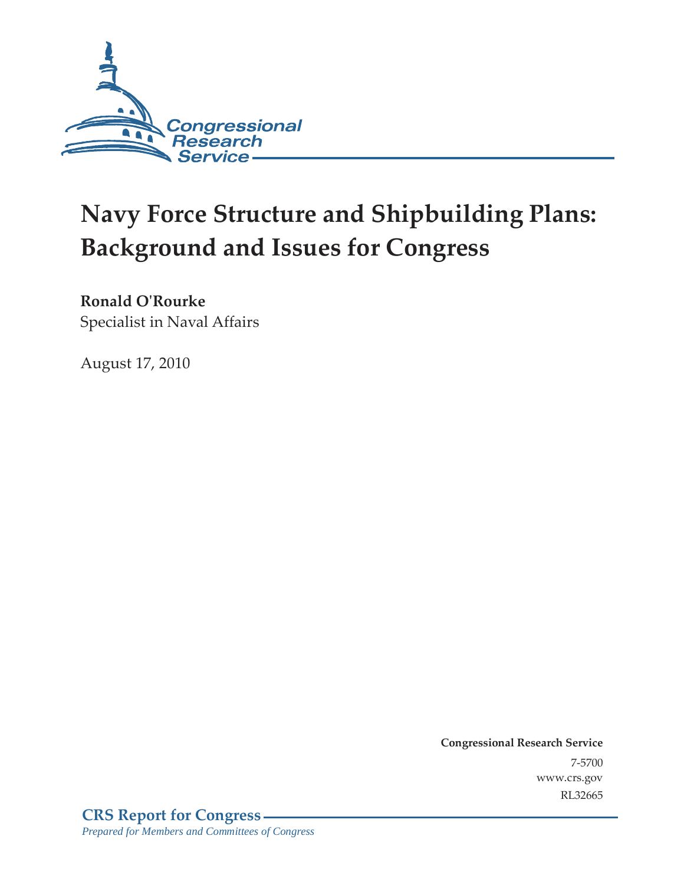Congressional Research Service

# Navy Force Structure and Shipbuilding Plans: Background and Issues for Congress

**Ronald O'Rourke**
Specialist in Naval Affairs

August 17, 2010

**Congressional Research Service**
7-5700
www.crs.gov
RL32665

**CRS Report for Congress**
*Prepared for Members and Committees of Congress*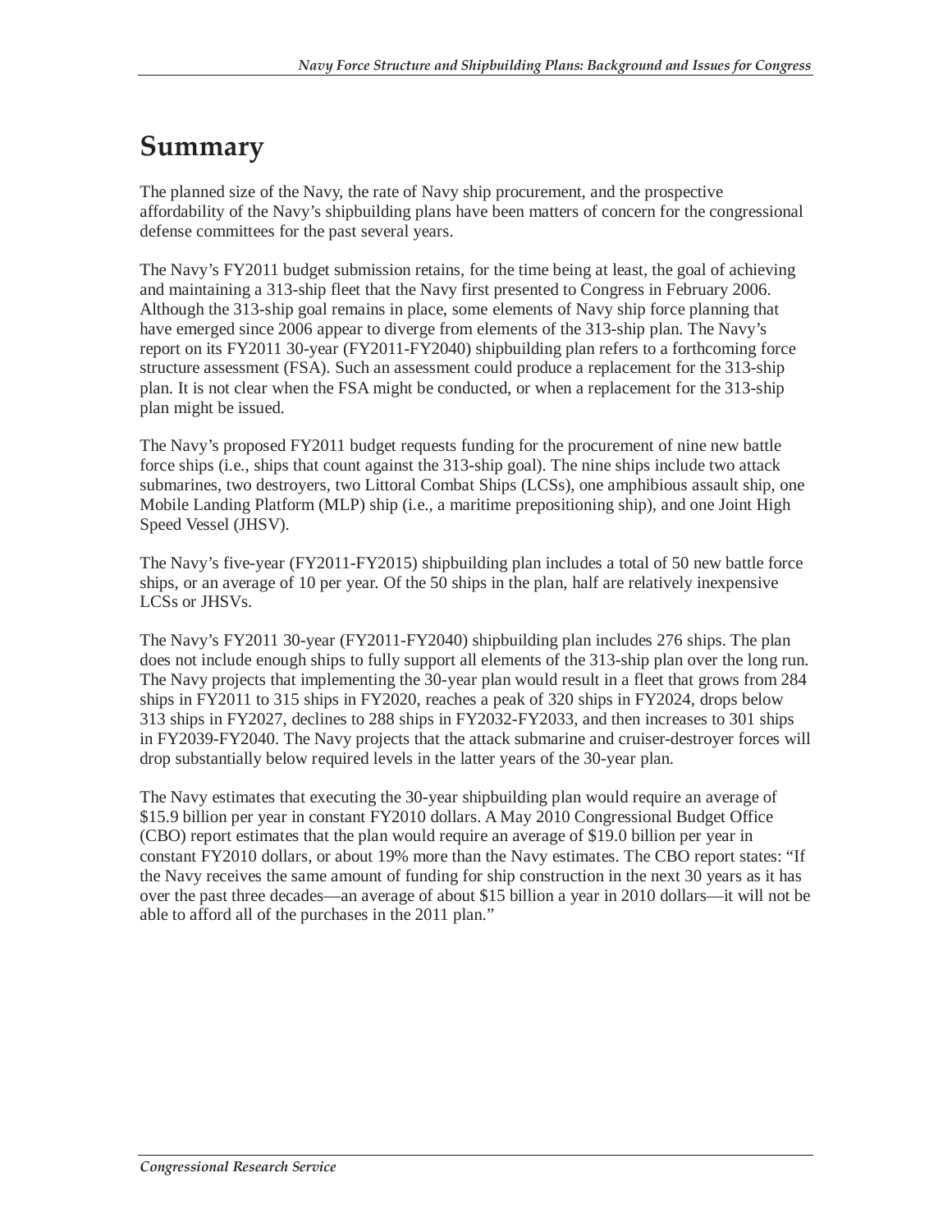# Summary

The planned size of the Navy, the rate of Navy ship procurement, and the prospective affordability of the Navy's shipbuilding plans have been matters of concern for the congressional defense committees for the past several years.

The Navy's FY2011 budget submission retains, for the time being at least, the goal of achieving and maintaining a 313-ship fleet that the Navy first presented to Congress in February 2006. Although the 313-ship goal remains in place, some elements of Navy ship force planning that have emerged since 2006 appear to diverge from elements of the 313-ship plan. The Navy's report on its FY2011 30-year (FY2011-FY2040) shipbuilding plan refers to a forthcoming force structure assessment (FSA). Such an assessment could produce a replacement for the 313-ship plan. It is not clear when the FSA might be conducted, or when a replacement for the 313-ship plan might be issued.

The Navy's proposed FY2011 budget requests funding for the procurement of nine new battle force ships (i.e., ships that count against the 313-ship goal). The nine ships include two attack submarines, two destroyers, two Littoral Combat Ships (LCSs), one amphibious assault ship, one Mobile Landing Platform (MLP) ship (i.e., a maritime prepositioning ship), and one Joint High Speed Vessel (JHSV).

The Navy's five-year (FY2011-FY2015) shipbuilding plan includes a total of 50 new battle force ships, or an average of 10 per year. Of the 50 ships in the plan, half are relatively inexpensive LCSs or JHSVs.

The Navy's FY2011 30-year (FY2011-FY2040) shipbuilding plan includes 276 ships. The plan does not include enough ships to fully support all elements of the 313-ship plan over the long run. The Navy projects that implementing the 30-year plan would result in a fleet that grows from 284 ships in FY2011 to 315 ships in FY2020, reaches a peak of 320 ships in FY2024, drops below 313 ships in FY2027, declines to 288 ships in FY2032-FY2033, and then increases to 301 ships in FY2039-FY2040. The Navy projects that the attack submarine and cruiser-destroyer forces will drop substantially below required levels in the latter years of the 30-year plan.

The Navy estimates that executing the 30-year shipbuilding plan would require an average of $15.9 billion per year in constant FY2010 dollars. A May 2010 Congressional Budget Office (CBO) report estimates that the plan would require an average of $19.0 billion per year in constant FY2010 dollars, or about 19% more than the Navy estimates. The CBO report states: "If the Navy receives the same amount of funding for ship construction in the next 30 years as it has over the past three decades—an average of about $15 billion a year in 2010 dollars—it will not be able to afford all of the purchases in the 2011 plan."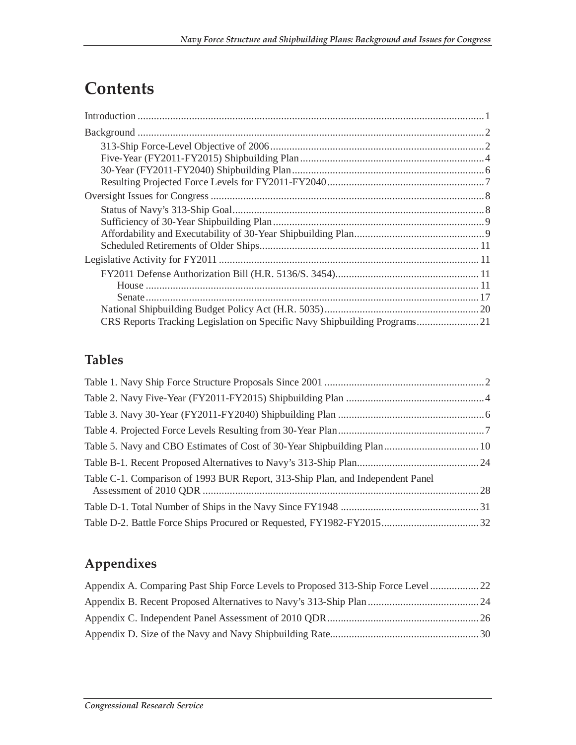# Contents

Introduction ..... 1

Background ..... 2

- 313-Ship Force-Level Objective of 2006 ..... 2
- Five-Year (FY2011-FY2015) Shipbuilding Plan ..... 4
- 30-Year (FY2011-FY2040) Shipbuilding Plan ..... 6
- Resulting Projected Force Levels for FY2011-FY2040 ..... 7

Oversight Issues for Congress ..... 8

- Status of Navy's 313-Ship Goal ..... 8
- Sufficiency of 30-Year Shipbuilding Plan ..... 9
- Affordability and Executability of 30-Year Shipbuilding Plan ..... 9
- Scheduled Retirements of Older Ships ..... 11

Legislative Activity for FY2011 ..... 11

- FY2011 Defense Authorization Bill (H.R. 5136/S. 3454) ..... 11
  - House ..... 11
  - Senate ..... 17
- National Shipbuilding Budget Policy Act (H.R. 5035) ..... 20
- CRS Reports Tracking Legislation on Specific Navy Shipbuilding Programs ..... 21

## Tables

Table 1. Navy Ship Force Structure Proposals Since 2001 ..... 2

Table 2. Navy Five-Year (FY2011-FY2015) Shipbuilding Plan ..... 4

Table 3. Navy 30-Year (FY2011-FY2040) Shipbuilding Plan ..... 6

Table 4. Projected Force Levels Resulting from 30-Year Plan ..... 7

Table 5. Navy and CBO Estimates of Cost of 30-Year Shipbuilding Plan ..... 10

Table B-1. Recent Proposed Alternatives to Navy's 313-Ship Plan ..... 24

Table C-1. Comparison of 1993 BUR Report, 313-Ship Plan, and Independent Panel Assessment of 2010 QDR ..... 28

Table D-1. Total Number of Ships in the Navy Since FY1948 ..... 31

Table D-2. Battle Force Ships Procured or Requested, FY1982-FY2015 ..... 32

## Appendixes

Appendix A. Comparing Past Ship Force Levels to Proposed 313-Ship Force Level ..... 22

Appendix B. Recent Proposed Alternatives to Navy's 313-Ship Plan ..... 24

Appendix C. Independent Panel Assessment of 2010 QDR ..... 26

Appendix D. Size of the Navy and Navy Shipbuilding Rate ..... 30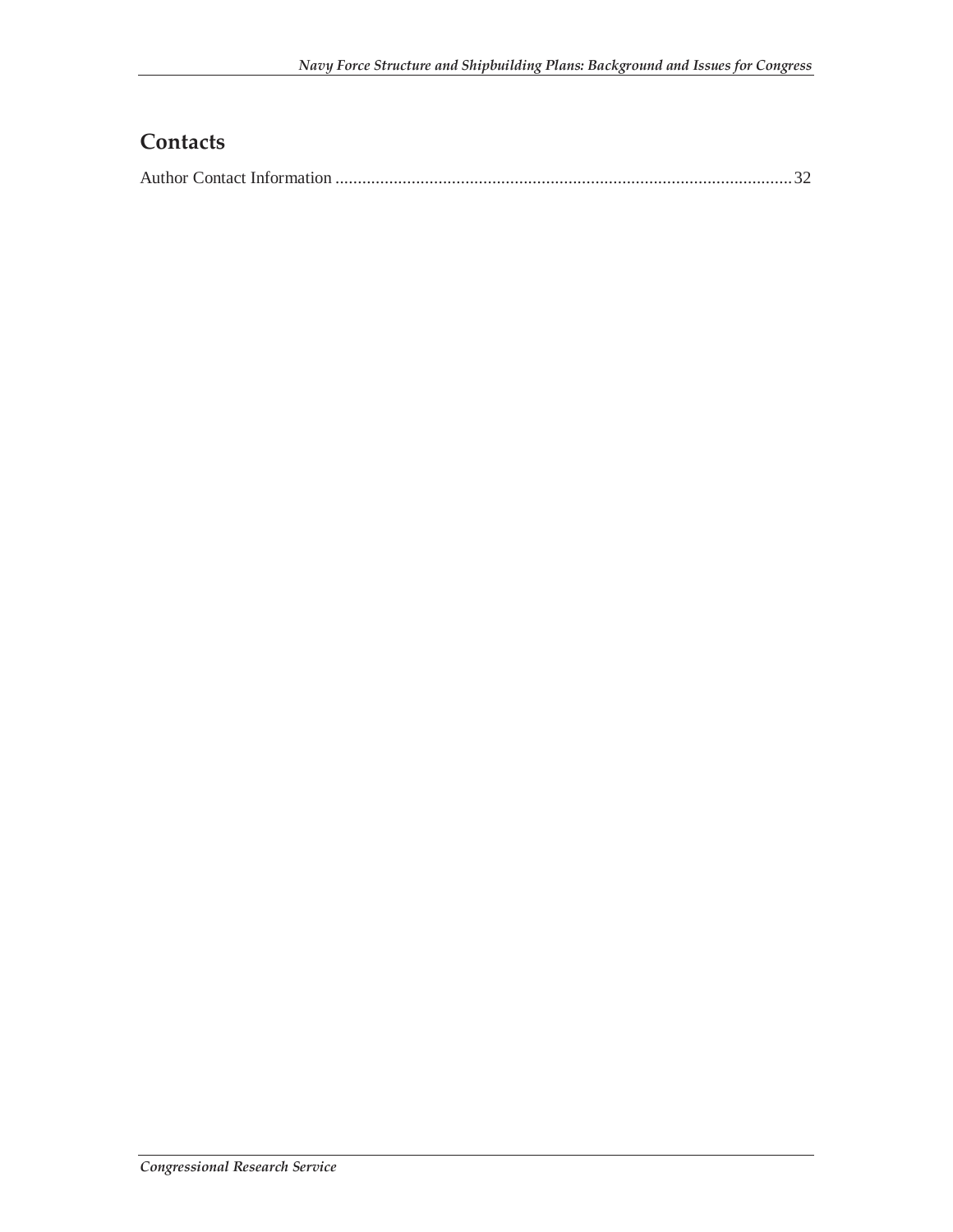## Contacts

Author Contact Information ........................................................................................................ 32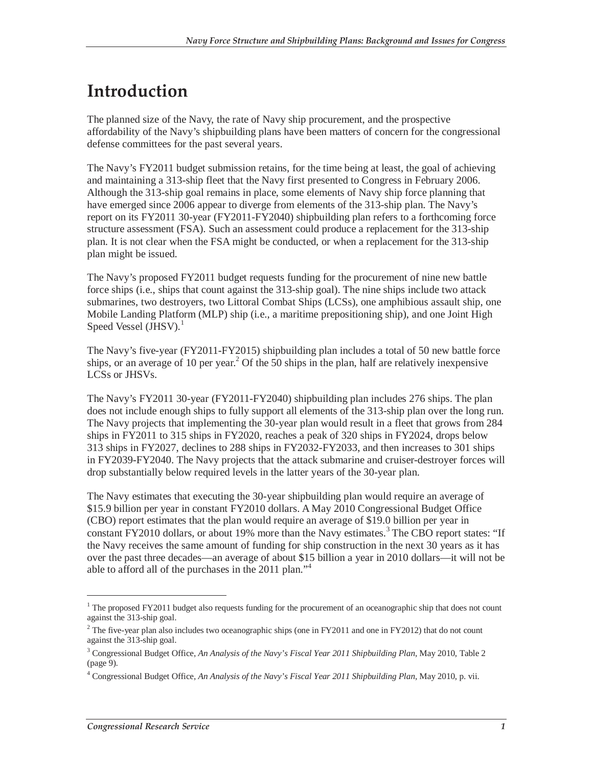# Introduction

The planned size of the Navy, the rate of Navy ship procurement, and the prospective affordability of the Navy's shipbuilding plans have been matters of concern for the congressional defense committees for the past several years.

The Navy's FY2011 budget submission retains, for the time being at least, the goal of achieving and maintaining a 313-ship fleet that the Navy first presented to Congress in February 2006. Although the 313-ship goal remains in place, some elements of Navy ship force planning that have emerged since 2006 appear to diverge from elements of the 313-ship plan. The Navy's report on its FY2011 30-year (FY2011-FY2040) shipbuilding plan refers to a forthcoming force structure assessment (FSA). Such an assessment could produce a replacement for the 313-ship plan. It is not clear when the FSA might be conducted, or when a replacement for the 313-ship plan might be issued.

The Navy's proposed FY2011 budget requests funding for the procurement of nine new battle force ships (i.e., ships that count against the 313-ship goal). The nine ships include two attack submarines, two destroyers, two Littoral Combat Ships (LCSs), one amphibious assault ship, one Mobile Landing Platform (MLP) ship (i.e., a maritime prepositioning ship), and one Joint High Speed Vessel (JHSV).[1]

The Navy's five-year (FY2011-FY2015) shipbuilding plan includes a total of 50 new battle force ships, or an average of 10 per year.[2] Of the 50 ships in the plan, half are relatively inexpensive LCSs or JHSVs.

The Navy's FY2011 30-year (FY2011-FY2040) shipbuilding plan includes 276 ships. The plan does not include enough ships to fully support all elements of the 313-ship plan over the long run. The Navy projects that implementing the 30-year plan would result in a fleet that grows from 284 ships in FY2011 to 315 ships in FY2020, reaches a peak of 320 ships in FY2024, drops below 313 ships in FY2027, declines to 288 ships in FY2032-FY2033, and then increases to 301 ships in FY2039-FY2040. The Navy projects that the attack submarine and cruiser-destroyer forces will drop substantially below required levels in the latter years of the 30-year plan.

The Navy estimates that executing the 30-year shipbuilding plan would require an average of $15.9 billion per year in constant FY2010 dollars. A May 2010 Congressional Budget Office (CBO) report estimates that the plan would require an average of $19.0 billion per year in constant FY2010 dollars, or about 19% more than the Navy estimates.[3] The CBO report states: "If the Navy receives the same amount of funding for ship construction in the next 30 years as it has over the past three decades—an average of about $15 billion a year in 2010 dollars—it will not be able to afford all of the purchases in the 2011 plan."[4]

---

[1] The proposed FY2011 budget also requests funding for the procurement of an oceanographic ship that does not count against the 313-ship goal.

[2] The five-year plan also includes two oceanographic ships (one in FY2011 and one in FY2012) that do not count against the 313-ship goal.

[3] Congressional Budget Office, *An Analysis of the Navy's Fiscal Year 2011 Shipbuilding Plan*, May 2010, Table 2 (page 9).

[4] Congressional Budget Office, *An Analysis of the Navy's Fiscal Year 2011 Shipbuilding Plan*, May 2010, p. vii.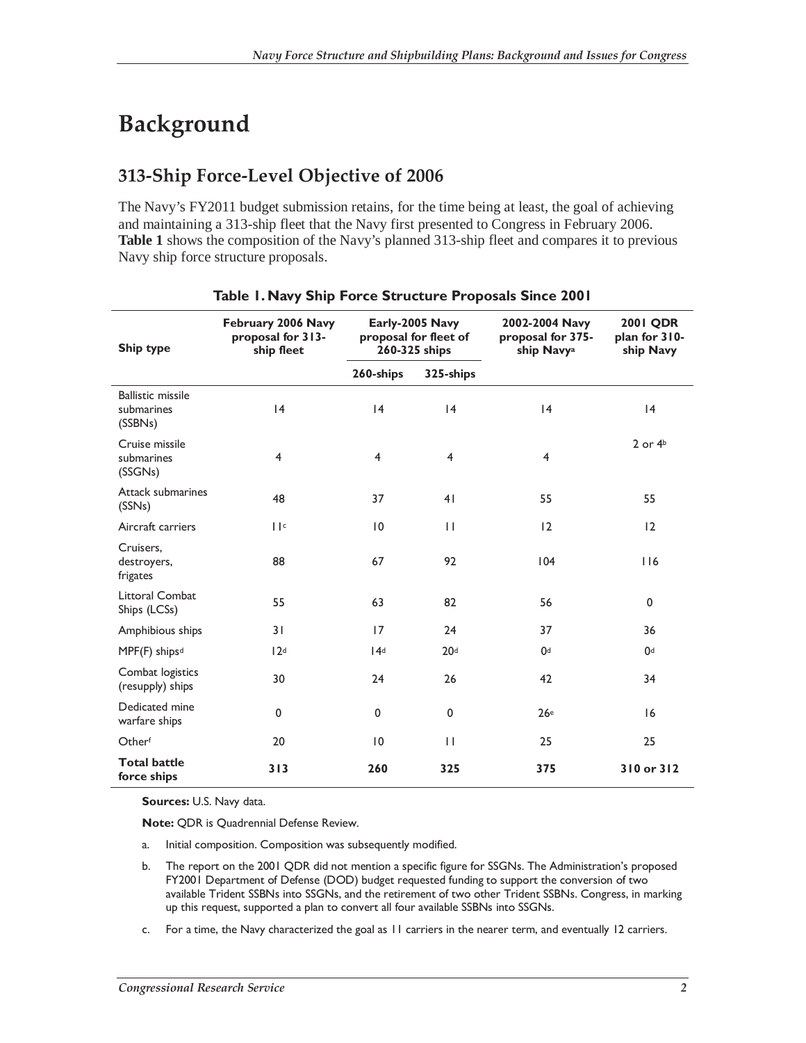# Background

## 313-Ship Force-Level Objective of 2006

The Navy's FY2011 budget submission retains, for the time being at least, the goal of achieving and maintaining a 313-ship fleet that the Navy first presented to Congress in February 2006. **Table 1** shows the composition of the Navy's planned 313-ship fleet and compares it to previous Navy ship force structure proposals.

**Table 1. Navy Ship Force Structure Proposals Since 2001**

| Ship type | February 2006 Navy proposal for 313-ship fleet | Early-2005 Navy proposal for fleet of 260-325 ships | | 2002-2004 Navy proposal for 375-ship Navy[a] | 2001 QDR plan for 310-ship Navy |
|---|---|---|---|---|---|
| | | 260-ships | 325-ships | | |
| Ballistic missile submarines (SSBNs) | 14 | 14 | 14 | 14 | 14 |
| Cruise missile submarines (SSGNs) | 4 | 4 | 4 | 4 | 2 or 4[b] |
| Attack submarines (SSNs) | 48 | 37 | 41 | 55 | 55 |
| Aircraft carriers | 11[c] | 10 | 11 | 12 | 12 |
| Cruisers, destroyers, frigates | 88 | 67 | 92 | 104 | 116 |
| Littoral Combat Ships (LCSs) | 55 | 63 | 82 | 56 | 0 |
| Amphibious ships | 31 | 17 | 24 | 37 | 36 |
| MPF(F) ships[d] | 12[d] | 14[d] | 20[d] | 0[d] | 0[d] |
| Combat logistics (resupply) ships | 30 | 24 | 26 | 42 | 34 |
| Dedicated mine warfare ships | 0 | 0 | 0 | 26[e] | 16 |
| Other[f] | 20 | 10 | 11 | 25 | 25 |
| **Total battle force ships** | **313** | **260** | **325** | **375** | **310 or 312** |

**Sources:** U.S. Navy data.

**Note:** QDR is Quadrennial Defense Review.

a. Initial composition. Composition was subsequently modified.

b. The report on the 2001 QDR did not mention a specific figure for SSGNs. The Administration's proposed FY2001 Department of Defense (DOD) budget requested funding to support the conversion of two available Trident SSBNs into SSGNs, and the retirement of two other Trident SSBNs. Congress, in marking up this request, supported a plan to convert all four available SSBNs into SSGNs.

c. For a time, the Navy characterized the goal as 11 carriers in the nearer term, and eventually 12 carriers.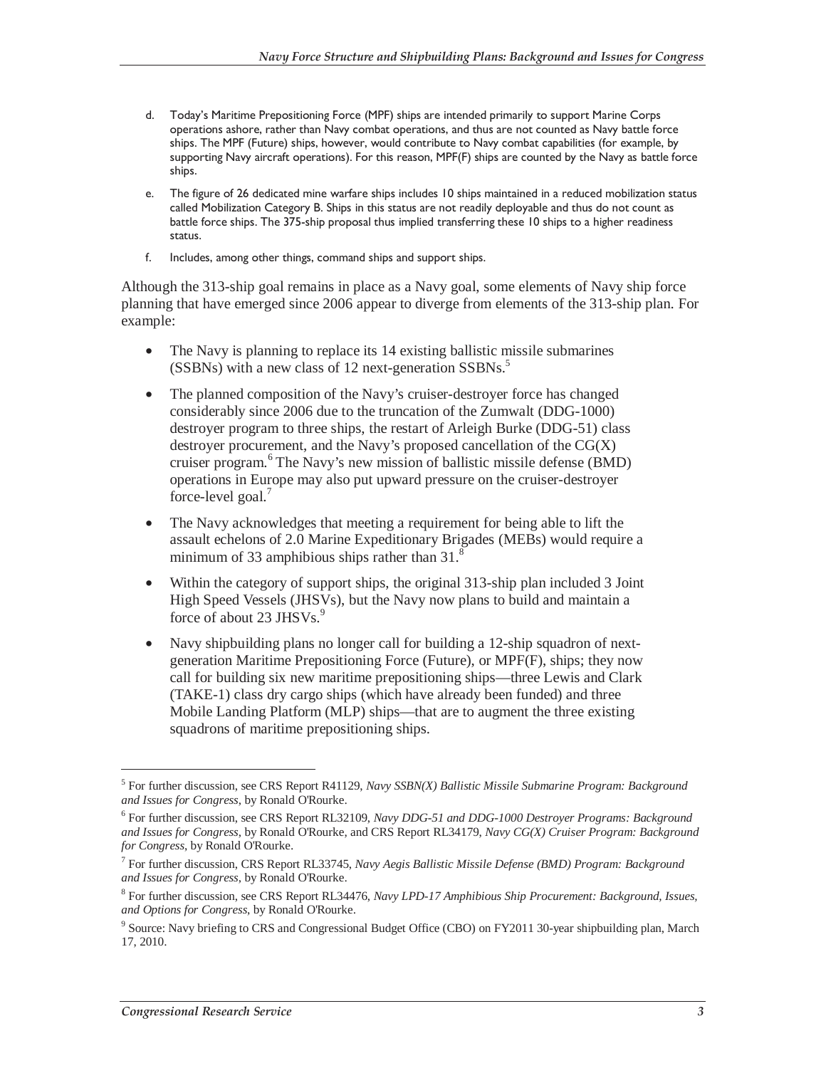d. Today's Maritime Prepositioning Force (MPF) ships are intended primarily to support Marine Corps operations ashore, rather than Navy combat operations, and thus are not counted as Navy battle force ships. The MPF (Future) ships, however, would contribute to Navy combat capabilities (for example, by supporting Navy aircraft operations). For this reason, MPF(F) ships are counted by the Navy as battle force ships.

e. The figure of 26 dedicated mine warfare ships includes 10 ships maintained in a reduced mobilization status called Mobilization Category B. Ships in this status are not readily deployable and thus do not count as battle force ships. The 375-ship proposal thus implied transferring these 10 ships to a higher readiness status.

f. Includes, among other things, command ships and support ships.

Although the 313-ship goal remains in place as a Navy goal, some elements of Navy ship force planning that have emerged since 2006 appear to diverge from elements of the 313-ship plan. For example:

- The Navy is planning to replace its 14 existing ballistic missile submarines (SSBNs) with a new class of 12 next-generation SSBNs.[5]
- The planned composition of the Navy's cruiser-destroyer force has changed considerably since 2006 due to the truncation of the Zumwalt (DDG-1000) destroyer program to three ships, the restart of Arleigh Burke (DDG-51) class destroyer procurement, and the Navy's proposed cancellation of the CG(X) cruiser program.[6] The Navy's new mission of ballistic missile defense (BMD) operations in Europe may also put upward pressure on the cruiser-destroyer force-level goal.[7]
- The Navy acknowledges that meeting a requirement for being able to lift the assault echelons of 2.0 Marine Expeditionary Brigades (MEBs) would require a minimum of 33 amphibious ships rather than 31.[8]
- Within the category of support ships, the original 313-ship plan included 3 Joint High Speed Vessels (JHSVs), but the Navy now plans to build and maintain a force of about 23 JHSVs.[9]
- Navy shipbuilding plans no longer call for building a 12-ship squadron of next-generation Maritime Prepositioning Force (Future), or MPF(F), ships; they now call for building six new maritime prepositioning ships—three Lewis and Clark (TAKE-1) class dry cargo ships (which have already been funded) and three Mobile Landing Platform (MLP) ships—that are to augment the three existing squadrons of maritime prepositioning ships.

---

[5] For further discussion, see CRS Report R41129, *Navy SSBN(X) Ballistic Missile Submarine Program: Background and Issues for Congress*, by Ronald O'Rourke.

[6] For further discussion, see CRS Report RL32109, *Navy DDG-51 and DDG-1000 Destroyer Programs: Background and Issues for Congress*, by Ronald O'Rourke, and CRS Report RL34179, *Navy CG(X) Cruiser Program: Background for Congress*, by Ronald O'Rourke.

[7] For further discussion, CRS Report RL33745, *Navy Aegis Ballistic Missile Defense (BMD) Program: Background and Issues for Congress*, by Ronald O'Rourke.

[8] For further discussion, see CRS Report RL34476, *Navy LPD-17 Amphibious Ship Procurement: Background, Issues, and Options for Congress*, by Ronald O'Rourke.

[9] Source: Navy briefing to CRS and Congressional Budget Office (CBO) on FY2011 30-year shipbuilding plan, March 17, 2010.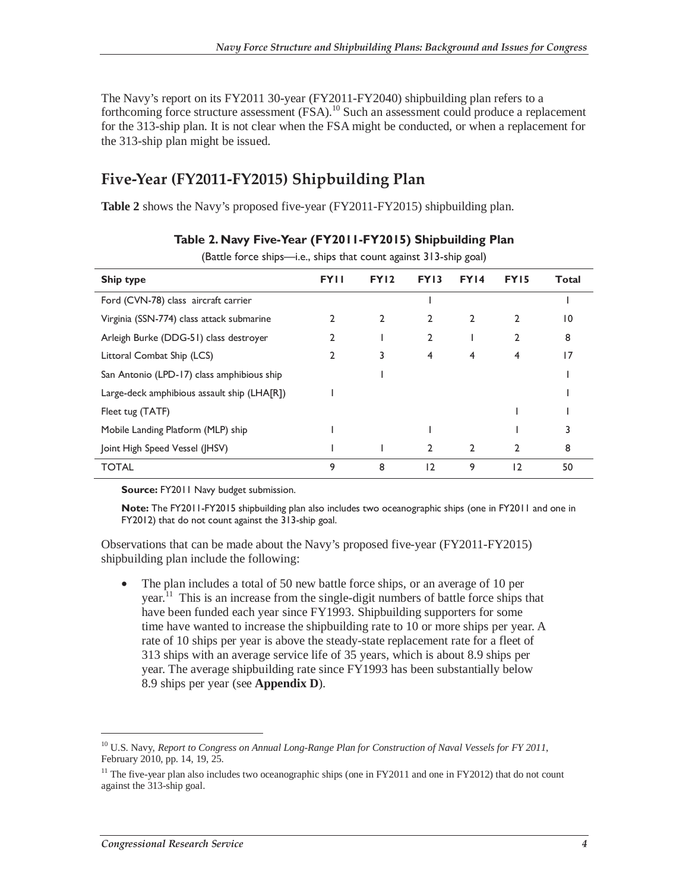The Navy's report on its FY2011 30-year (FY2011-FY2040) shipbuilding plan refers to a forthcoming force structure assessment (FSA).[10] Such an assessment could produce a replacement for the 313-ship plan. It is not clear when the FSA might be conducted, or when a replacement for the 313-ship plan might be issued.

## Five-Year (FY2011-FY2015) Shipbuilding Plan

**Table 2** shows the Navy's proposed five-year (FY2011-FY2015) shipbuilding plan.

**Table 2. Navy Five-Year (FY2011-FY2015) Shipbuilding Plan**

(Battle force ships—i.e., ships that count against 313-ship goal)

| Ship type | FY11 | FY12 | FY13 | FY14 | FY15 | Total |
|---|---|---|---|---|---|---|
| Ford (CVN-78) class aircraft carrier | | | 1 | | | 1 |
| Virginia (SSN-774) class attack submarine | 2 | 2 | 2 | 2 | 2 | 10 |
| Arleigh Burke (DDG-51) class destroyer | 2 | 1 | 2 | 1 | 2 | 8 |
| Littoral Combat Ship (LCS) | 2 | 3 | 4 | 4 | 4 | 17 |
| San Antonio (LPD-17) class amphibious ship | | 1 | | | | 1 |
| Large-deck amphibious assault ship (LHA[R]) | 1 | | | | | 1 |
| Fleet tug (TATF) | | | | | 1 | 1 |
| Mobile Landing Platform (MLP) ship | 1 | | 1 | | 1 | 3 |
| Joint High Speed Vessel (JHSV) | 1 | 1 | 2 | 2 | 2 | 8 |
| TOTAL | 9 | 8 | 12 | 9 | 12 | 50 |

**Source:** FY2011 Navy budget submission.

**Note:** The FY2011-FY2015 shipbuilding plan also includes two oceanographic ships (one in FY2011 and one in FY2012) that do not count against the 313-ship goal.

Observations that can be made about the Navy's proposed five-year (FY2011-FY2015) shipbuilding plan include the following:

- The plan includes a total of 50 new battle force ships, or an average of 10 per year.[11] This is an increase from the single-digit numbers of battle force ships that have been funded each year since FY1993. Shipbuilding supporters for some time have wanted to increase the shipbuilding rate to 10 or more ships per year. A rate of 10 ships per year is above the steady-state replacement rate for a fleet of 313 ships with an average service life of 35 years, which is about 8.9 ships per year. The average shipbuilding rate since FY1993 has been substantially below 8.9 ships per year (see **Appendix D**).

---

[10] U.S. Navy, *Report to Congress on Annual Long-Range Plan for Construction of Naval Vessels for FY 2011*, February 2010, pp. 14, 19, 25.

[11] The five-year plan also includes two oceanographic ships (one in FY2011 and one in FY2012) that do not count against the 313-ship goal.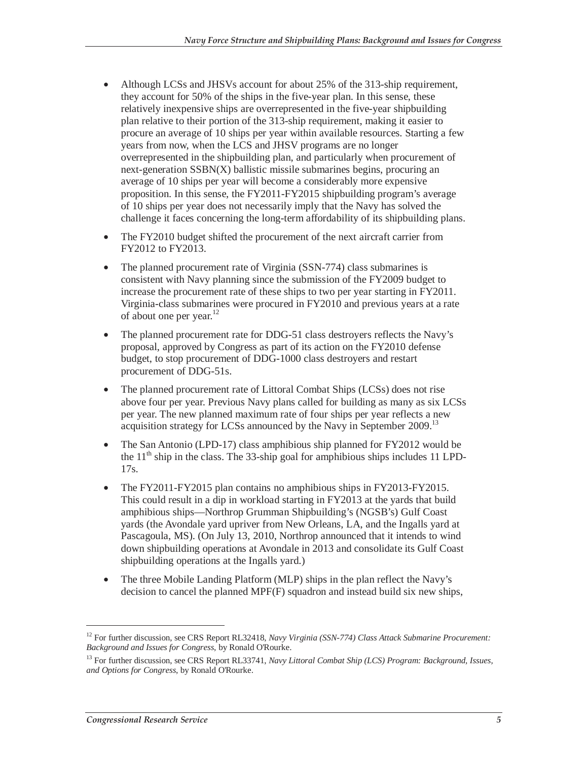- Although LCSs and JHSVs account for about 25% of the 313-ship requirement, they account for 50% of the ships in the five-year plan. In this sense, these relatively inexpensive ships are overrepresented in the five-year shipbuilding plan relative to their portion of the 313-ship requirement, making it easier to procure an average of 10 ships per year within available resources. Starting a few years from now, when the LCS and JHSV programs are no longer overrepresented in the shipbuilding plan, and particularly when procurement of next-generation SSBN(X) ballistic missile submarines begins, procuring an average of 10 ships per year will become a considerably more expensive proposition. In this sense, the FY2011-FY2015 shipbuilding program's average of 10 ships per year does not necessarily imply that the Navy has solved the challenge it faces concerning the long-term affordability of its shipbuilding plans.
- The FY2010 budget shifted the procurement of the next aircraft carrier from FY2012 to FY2013.
- The planned procurement rate of Virginia (SSN-774) class submarines is consistent with Navy planning since the submission of the FY2009 budget to increase the procurement rate of these ships to two per year starting in FY2011. Virginia-class submarines were procured in FY2010 and previous years at a rate of about one per year.[12]
- The planned procurement rate for DDG-51 class destroyers reflects the Navy's proposal, approved by Congress as part of its action on the FY2010 defense budget, to stop procurement of DDG-1000 class destroyers and restart procurement of DDG-51s.
- The planned procurement rate of Littoral Combat Ships (LCSs) does not rise above four per year. Previous Navy plans called for building as many as six LCSs per year. The new planned maximum rate of four ships per year reflects a new acquisition strategy for LCSs announced by the Navy in September 2009.[13]
- The San Antonio (LPD-17) class amphibious ship planned for FY2012 would be the 11th ship in the class. The 33-ship goal for amphibious ships includes 11 LPD-17s.
- The FY2011-FY2015 plan contains no amphibious ships in FY2013-FY2015. This could result in a dip in workload starting in FY2013 at the yards that build amphibious ships—Northrop Grumman Shipbuilding's (NGSB's) Gulf Coast yards (the Avondale yard upriver from New Orleans, LA, and the Ingalls yard at Pascagoula, MS). (On July 13, 2010, Northrop announced that it intends to wind down shipbuilding operations at Avondale in 2013 and consolidate its Gulf Coast shipbuilding operations at the Ingalls yard.)
- The three Mobile Landing Platform (MLP) ships in the plan reflect the Navy's decision to cancel the planned MPF(F) squadron and instead build six new ships,

---

[12] For further discussion, see CRS Report RL32418, *Navy Virginia (SSN-774) Class Attack Submarine Procurement: Background and Issues for Congress*, by Ronald O'Rourke.

[13] For further discussion, see CRS Report RL33741, *Navy Littoral Combat Ship (LCS) Program: Background, Issues, and Options for Congress*, by Ronald O'Rourke.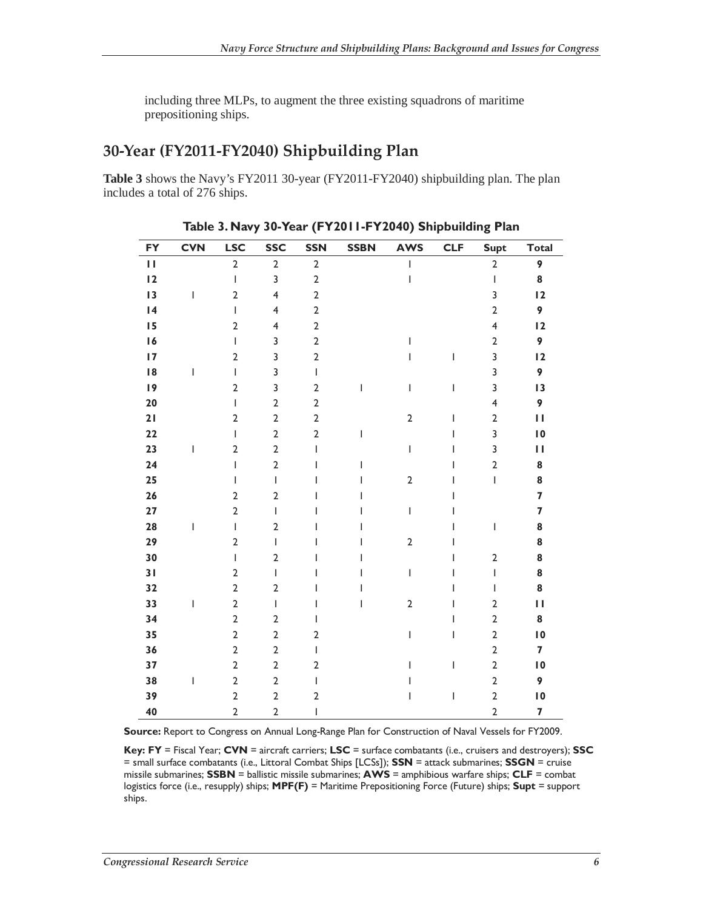including three MLPs, to augment the three existing squadrons of maritime prepositioning ships.

## 30-Year (FY2011-FY2040) Shipbuilding Plan

**Table 3** shows the Navy's FY2011 30-year (FY2011-FY2040) shipbuilding plan. The plan includes a total of 276 ships.

**Table 3. Navy 30-Year (FY2011-FY2040) Shipbuilding Plan**

| FY | CVN | LSC | SSC | SSN | SSBN | AWS | CLF | Supt | Total |
|---|---|---|---|---|---|---|---|---|---|
| 11 | | 2 | 2 | 2 | | 1 | | 2 | 9 |
| 12 | | 1 | 3 | 2 | | 1 | | 1 | 8 |
| 13 | 1 | 2 | 4 | 2 | | | | 3 | 12 |
| 14 | | 1 | 4 | 2 | | | | 2 | 9 |
| 15 | | 2 | 4 | 2 | | | | 4 | 12 |
| 16 | | 1 | 3 | 2 | | 1 | | 2 | 9 |
| 17 | | 2 | 3 | 2 | | 1 | 1 | 3 | 12 |
| 18 | 1 | 1 | 3 | 1 | | | | 3 | 9 |
| 19 | | 2 | 3 | 2 | 1 | 1 | 1 | 3 | 13 |
| 20 | | 1 | 2 | 2 | | | | 4 | 9 |
| 21 | | 2 | 2 | 2 | | 2 | 1 | 2 | 11 |
| 22 | | 1 | 2 | 2 | 1 | | 1 | 3 | 10 |
| 23 | 1 | 2 | 2 | 1 | | 1 | 1 | 3 | 11 |
| 24 | | 1 | 2 | 1 | 1 | | 1 | 2 | 8 |
| 25 | | 1 | 1 | 1 | 1 | 2 | 1 | 1 | 8 |
| 26 | | 2 | 2 | 1 | 1 | | 1 | | 7 |
| 27 | | 2 | 1 | 1 | 1 | 1 | 1 | | 7 |
| 28 | 1 | 1 | 2 | 1 | 1 | | 1 | 1 | 8 |
| 29 | | 2 | 1 | 1 | 1 | 2 | 1 | | 8 |
| 30 | | 1 | 2 | 1 | 1 | | 1 | 2 | 8 |
| 31 | | 2 | 1 | 1 | 1 | 1 | 1 | 1 | 8 |
| 32 | | 2 | 2 | 1 | 1 | | 1 | 1 | 8 |
| 33 | 1 | 2 | 1 | 1 | 1 | 2 | 1 | 2 | 11 |
| 34 | | 2 | 2 | 1 | | | 1 | 2 | 8 |
| 35 | | 2 | 2 | 2 | | 1 | 1 | 2 | 10 |
| 36 | | 2 | 2 | 1 | | | | 2 | 7 |
| 37 | | 2 | 2 | 2 | | 1 | 1 | 2 | 10 |
| 38 | 1 | 2 | 2 | 1 | | 1 | | 2 | 9 |
| 39 | | 2 | 2 | 2 | | 1 | 1 | 2 | 10 |
| 40 | | 2 | 2 | 1 | | | | 2 | 7 |

**Source:** Report to Congress on Annual Long-Range Plan for Construction of Naval Vessels for FY2009.

**Key: FY** = Fiscal Year; **CVN** = aircraft carriers; **LSC** = surface combatants (i.e., cruisers and destroyers); **SSC** = small surface combatants (i.e., Littoral Combat Ships [LCSs]); **SSN** = attack submarines; **SSGN** = cruise missile submarines; **SSBN** = ballistic missile submarines; **AWS** = amphibious warfare ships; **CLF** = combat logistics force (i.e., resupply) ships; **MPF(F)** = Maritime Prepositioning Force (Future) ships; **Supt** = support ships.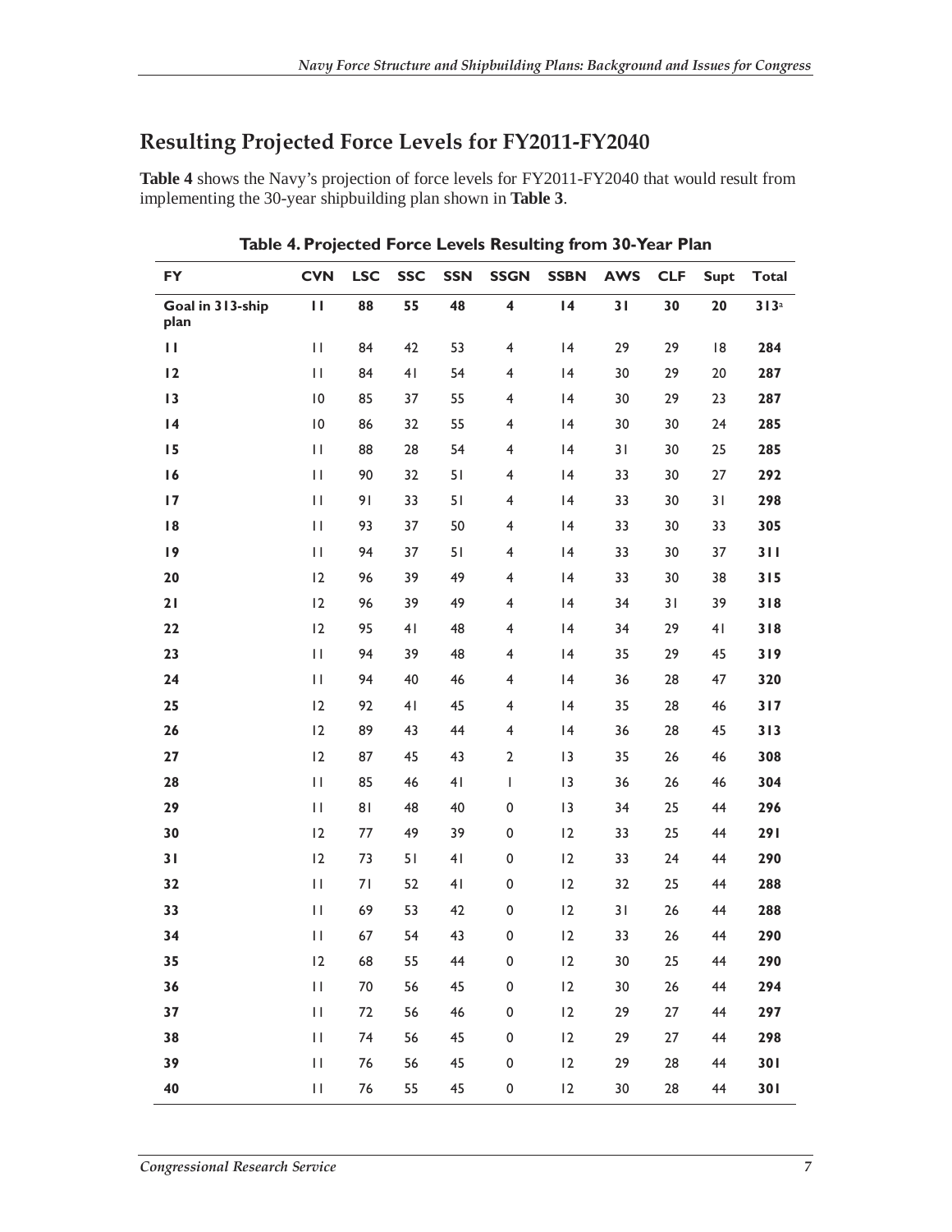## Resulting Projected Force Levels for FY2011-FY2040

**Table 4** shows the Navy's projection of force levels for FY2011-FY2040 that would result from implementing the 30-year shipbuilding plan shown in **Table 3**.

**Table 4. Projected Force Levels Resulting from 30-Year Plan**

| FY | CVN | LSC | SSC | SSN | SSGN | SSBN | AWS | CLF | Supt | Total |
|---|---|---|---|---|---|---|---|---|---|---|
| **Goal in 313-ship plan** | **11** | **88** | **55** | **48** | **4** | **14** | **31** | **30** | **20** | **313**[a] |
| **11** | 11 | 84 | 42 | 53 | 4 | 14 | 29 | 29 | 18 | **284** |
| **12** | 11 | 84 | 41 | 54 | 4 | 14 | 30 | 29 | 20 | **287** |
| **13** | 10 | 85 | 37 | 55 | 4 | 14 | 30 | 29 | 23 | **287** |
| **14** | 10 | 86 | 32 | 55 | 4 | 14 | 30 | 30 | 24 | **285** |
| **15** | 11 | 88 | 28 | 54 | 4 | 14 | 31 | 30 | 25 | **285** |
| **16** | 11 | 90 | 32 | 51 | 4 | 14 | 33 | 30 | 27 | **292** |
| **17** | 11 | 91 | 33 | 51 | 4 | 14 | 33 | 30 | 31 | **298** |
| **18** | 11 | 93 | 37 | 50 | 4 | 14 | 33 | 30 | 33 | **305** |
| **19** | 11 | 94 | 37 | 51 | 4 | 14 | 33 | 30 | 37 | **311** |
| **20** | 12 | 96 | 39 | 49 | 4 | 14 | 33 | 30 | 38 | **315** |
| **21** | 12 | 96 | 39 | 49 | 4 | 14 | 34 | 31 | 39 | **318** |
| **22** | 12 | 95 | 41 | 48 | 4 | 14 | 34 | 29 | 41 | **318** |
| **23** | 11 | 94 | 39 | 48 | 4 | 14 | 35 | 29 | 45 | **319** |
| **24** | 11 | 94 | 40 | 46 | 4 | 14 | 36 | 28 | 47 | **320** |
| **25** | 12 | 92 | 41 | 45 | 4 | 14 | 35 | 28 | 46 | **317** |
| **26** | 12 | 89 | 43 | 44 | 4 | 14 | 36 | 28 | 45 | **313** |
| **27** | 12 | 87 | 45 | 43 | 2 | 13 | 35 | 26 | 46 | **308** |
| **28** | 11 | 85 | 46 | 41 | 1 | 13 | 36 | 26 | 46 | **304** |
| **29** | 11 | 81 | 48 | 40 | 0 | 13 | 34 | 25 | 44 | **296** |
| **30** | 12 | 77 | 49 | 39 | 0 | 12 | 33 | 25 | 44 | **291** |
| **31** | 12 | 73 | 51 | 41 | 0 | 12 | 33 | 24 | 44 | **290** |
| **32** | 11 | 71 | 52 | 41 | 0 | 12 | 32 | 25 | 44 | **288** |
| **33** | 11 | 69 | 53 | 42 | 0 | 12 | 31 | 26 | 44 | **288** |
| **34** | 11 | 67 | 54 | 43 | 0 | 12 | 33 | 26 | 44 | **290** |
| **35** | 12 | 68 | 55 | 44 | 0 | 12 | 30 | 25 | 44 | **290** |
| **36** | 11 | 70 | 56 | 45 | 0 | 12 | 30 | 26 | 44 | **294** |
| **37** | 11 | 72 | 56 | 46 | 0 | 12 | 29 | 27 | 44 | **297** |
| **38** | 11 | 74 | 56 | 45 | 0 | 12 | 29 | 27 | 44 | **298** |
| **39** | 11 | 76 | 56 | 45 | 0 | 12 | 29 | 28 | 44 | **301** |
| **40** | 11 | 76 | 55 | 45 | 0 | 12 | 30 | 28 | 44 | **301** |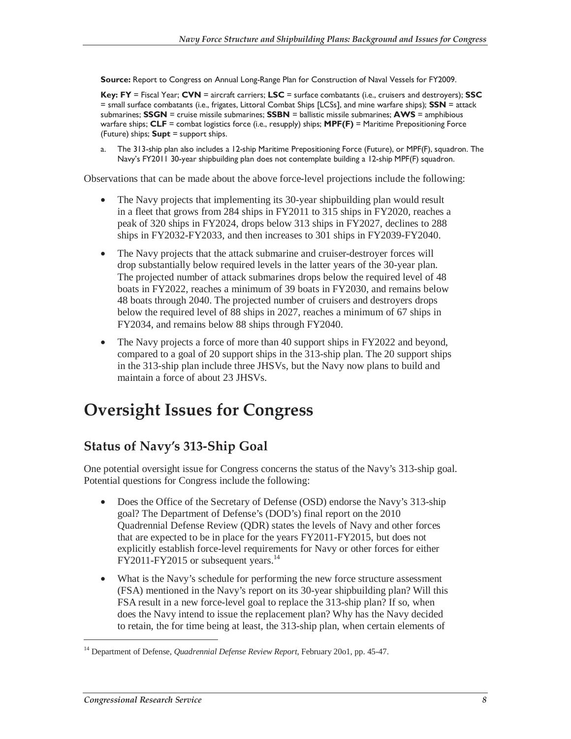**Source:** Report to Congress on Annual Long-Range Plan for Construction of Naval Vessels for FY2009.

**Key: FY** = Fiscal Year; **CVN** = aircraft carriers; **LSC** = surface combatants (i.e., cruisers and destroyers); **SSC** = small surface combatants (i.e., frigates, Littoral Combat Ships [LCSs], and mine warfare ships); **SSN** = attack submarines; **SSGN** = cruise missile submarines; **SSBN** = ballistic missile submarines; **AWS** = amphibious warfare ships; **CLF** = combat logistics force (i.e., resupply) ships; **MPF(F)** = Maritime Prepositioning Force (Future) ships; **Supt** = support ships.

a. The 313-ship plan also includes a 12-ship Maritime Prepositioning Force (Future), or MPF(F), squadron. The Navy's FY2011 30-year shipbuilding plan does not contemplate building a 12-ship MPF(F) squadron.

Observations that can be made about the above force-level projections include the following:

- The Navy projects that implementing its 30-year shipbuilding plan would result in a fleet that grows from 284 ships in FY2011 to 315 ships in FY2020, reaches a peak of 320 ships in FY2024, drops below 313 ships in FY2027, declines to 288 ships in FY2032-FY2033, and then increases to 301 ships in FY2039-FY2040.
- The Navy projects that the attack submarine and cruiser-destroyer forces will drop substantially below required levels in the latter years of the 30-year plan. The projected number of attack submarines drops below the required level of 48 boats in FY2022, reaches a minimum of 39 boats in FY2030, and remains below 48 boats through 2040. The projected number of cruisers and destroyers drops below the required level of 88 ships in 2027, reaches a minimum of 67 ships in FY2034, and remains below 88 ships through FY2040.
- The Navy projects a force of more than 40 support ships in FY2022 and beyond, compared to a goal of 20 support ships in the 313-ship plan. The 20 support ships in the 313-ship plan include three JHSVs, but the Navy now plans to build and maintain a force of about 23 JHSVs.

# Oversight Issues for Congress

## Status of Navy's 313-Ship Goal

One potential oversight issue for Congress concerns the status of the Navy's 313-ship goal. Potential questions for Congress include the following:

- Does the Office of the Secretary of Defense (OSD) endorse the Navy's 313-ship goal? The Department of Defense's (DOD's) final report on the 2010 Quadrennial Defense Review (QDR) states the levels of Navy and other forces that are expected to be in place for the years FY2011-FY2015, but does not explicitly establish force-level requirements for Navy or other forces for either FY2011-FY2015 or subsequent years.[14]
- What is the Navy's schedule for performing the new force structure assessment (FSA) mentioned in the Navy's report on its 30-year shipbuilding plan? Will this FSA result in a new force-level goal to replace the 313-ship plan? If so, when does the Navy intend to issue the replacement plan? Why has the Navy decided to retain, the for time being at least, the 313-ship plan, when certain elements of

[14] Department of Defense, *Quadrennial Defense Review Report*, February 20o1, pp. 45-47.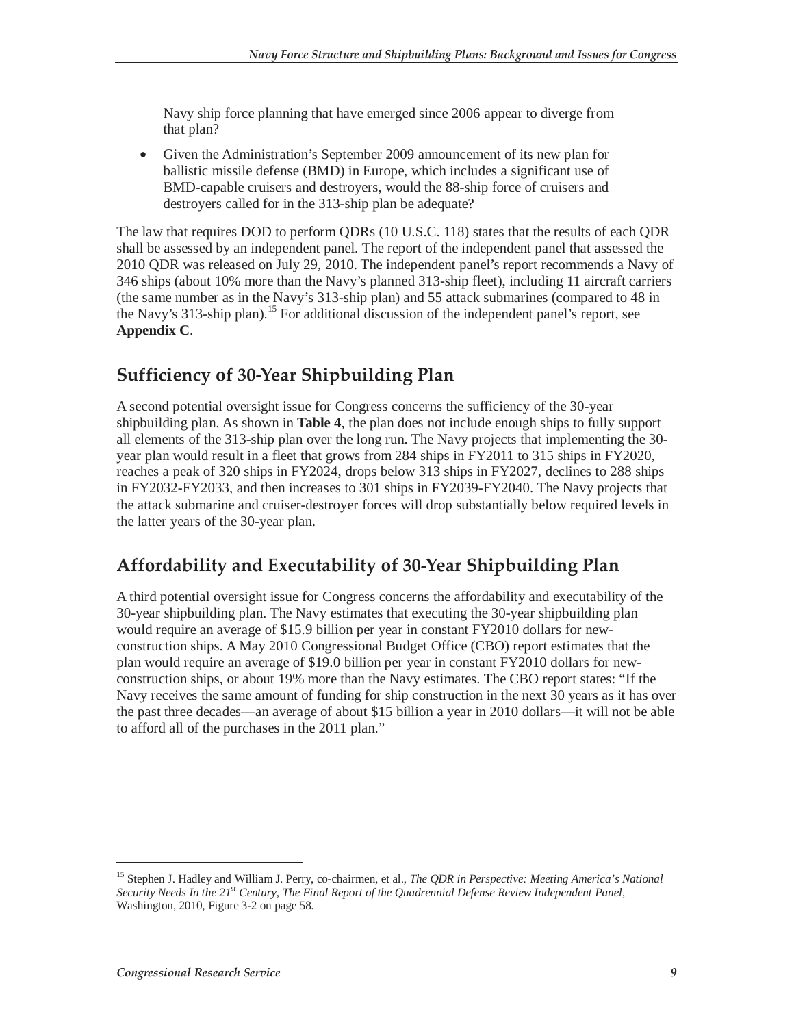Navy ship force planning that have emerged since 2006 appear to diverge from that plan?

- Given the Administration's September 2009 announcement of its new plan for ballistic missile defense (BMD) in Europe, which includes a significant use of BMD-capable cruisers and destroyers, would the 88-ship force of cruisers and destroyers called for in the 313-ship plan be adequate?

The law that requires DOD to perform QDRs (10 U.S.C. 118) states that the results of each QDR shall be assessed by an independent panel. The report of the independent panel that assessed the 2010 QDR was released on July 29, 2010. The independent panel's report recommends a Navy of 346 ships (about 10% more than the Navy's planned 313-ship fleet), including 11 aircraft carriers (the same number as in the Navy's 313-ship plan) and 55 attack submarines (compared to 48 in the Navy's 313-ship plan).[15] For additional discussion of the independent panel's report, see **Appendix C**.

## Sufficiency of 30-Year Shipbuilding Plan

A second potential oversight issue for Congress concerns the sufficiency of the 30-year shipbuilding plan. As shown in **Table 4**, the plan does not include enough ships to fully support all elements of the 313-ship plan over the long run. The Navy projects that implementing the 30-year plan would result in a fleet that grows from 284 ships in FY2011 to 315 ships in FY2020, reaches a peak of 320 ships in FY2024, drops below 313 ships in FY2027, declines to 288 ships in FY2032-FY2033, and then increases to 301 ships in FY2039-FY2040. The Navy projects that the attack submarine and cruiser-destroyer forces will drop substantially below required levels in the latter years of the 30-year plan.

## Affordability and Executability of 30-Year Shipbuilding Plan

A third potential oversight issue for Congress concerns the affordability and executability of the 30-year shipbuilding plan. The Navy estimates that executing the 30-year shipbuilding plan would require an average of $15.9 billion per year in constant FY2010 dollars for new-construction ships. A May 2010 Congressional Budget Office (CBO) report estimates that the plan would require an average of $19.0 billion per year in constant FY2010 dollars for new-construction ships, or about 19% more than the Navy estimates. The CBO report states: "If the Navy receives the same amount of funding for ship construction in the next 30 years as it has over the past three decades—an average of about $15 billion a year in 2010 dollars—it will not be able to afford all of the purchases in the 2011 plan."

---

[15] Stephen J. Hadley and William J. Perry, co-chairmen, et al., *The QDR in Perspective: Meeting America's National Security Needs In the 21st Century, The Final Report of the Quadrennial Defense Review Independent Panel*, Washington, 2010, Figure 3-2 on page 58.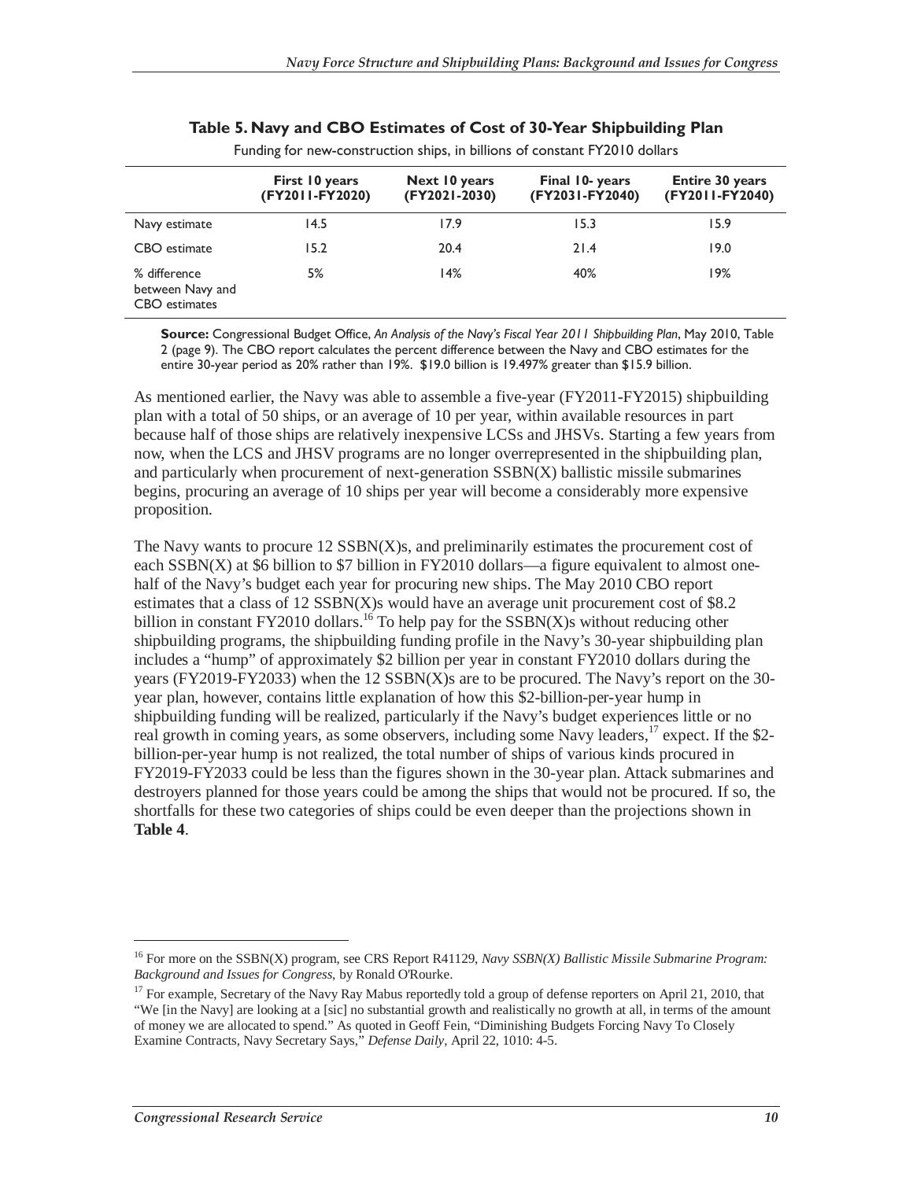**Table 5. Navy and CBO Estimates of Cost of 30-Year Shipbuilding Plan**

Funding for new-construction ships, in billions of constant FY2010 dollars

| | First 10 years (FY2011-FY2020) | Next 10 years (FY2021-2030) | Final 10- years (FY2031-FY2040) | Entire 30 years (FY2011-FY2040) |
|---|---|---|---|---|
| Navy estimate | 14.5 | 17.9 | 15.3 | 15.9 |
| CBO estimate | 15.2 | 20.4 | 21.4 | 19.0 |
| % difference between Navy and CBO estimates | 5% | 14% | 40% | 19% |

**Source:** Congressional Budget Office, *An Analysis of the Navy's Fiscal Year 2011 Shipbuilding Plan*, May 2010, Table 2 (page 9). The CBO report calculates the percent difference between the Navy and CBO estimates for the entire 30-year period as 20% rather than 19%. $19.0 billion is 19.497% greater than $15.9 billion.

As mentioned earlier, the Navy was able to assemble a five-year (FY2011-FY2015) shipbuilding plan with a total of 50 ships, or an average of 10 per year, within available resources in part because half of those ships are relatively inexpensive LCSs and JHSVs. Starting a few years from now, when the LCS and JHSV programs are no longer overrepresented in the shipbuilding plan, and particularly when procurement of next-generation SSBN(X) ballistic missile submarines begins, procuring an average of 10 ships per year will become a considerably more expensive proposition.

The Navy wants to procure 12 SSBN(X)s, and preliminarily estimates the procurement cost of each SSBN(X) at $6 billion to $7 billion in FY2010 dollars—a figure equivalent to almost one-half of the Navy's budget each year for procuring new ships. The May 2010 CBO report estimates that a class of 12 SSBN(X)s would have an average unit procurement cost of $8.2 billion in constant FY2010 dollars.[16] To help pay for the SSBN(X)s without reducing other shipbuilding programs, the shipbuilding funding profile in the Navy's 30-year shipbuilding plan includes a "hump" of approximately $2 billion per year in constant FY2010 dollars during the years (FY2019-FY2033) when the 12 SSBN(X)s are to be procured. The Navy's report on the 30-year plan, however, contains little explanation of how this $2-billion-per-year hump in shipbuilding funding will be realized, particularly if the Navy's budget experiences little or no real growth in coming years, as some observers, including some Navy leaders,[17] expect. If the $2-billion-per-year hump is not realized, the total number of ships of various kinds procured in FY2019-FY2033 could be less than the figures shown in the 30-year plan. Attack submarines and destroyers planned for those years could be among the ships that would not be procured. If so, the shortfalls for these two categories of ships could be even deeper than the projections shown in **Table 4**.

---

[16] For more on the SSBN(X) program, see CRS Report R41129, *Navy SSBN(X) Ballistic Missile Submarine Program: Background and Issues for Congress*, by Ronald O'Rourke.

[17] For example, Secretary of the Navy Ray Mabus reportedly told a group of defense reporters on April 21, 2010, that "We [in the Navy] are looking at a [sic] no substantial growth and realistically no growth at all, in terms of the amount of money we are allocated to spend." As quoted in Geoff Fein, "Diminishing Budgets Forcing Navy To Closely Examine Contracts, Navy Secretary Says," *Defense Daily*, April 22, 1010: 4-5.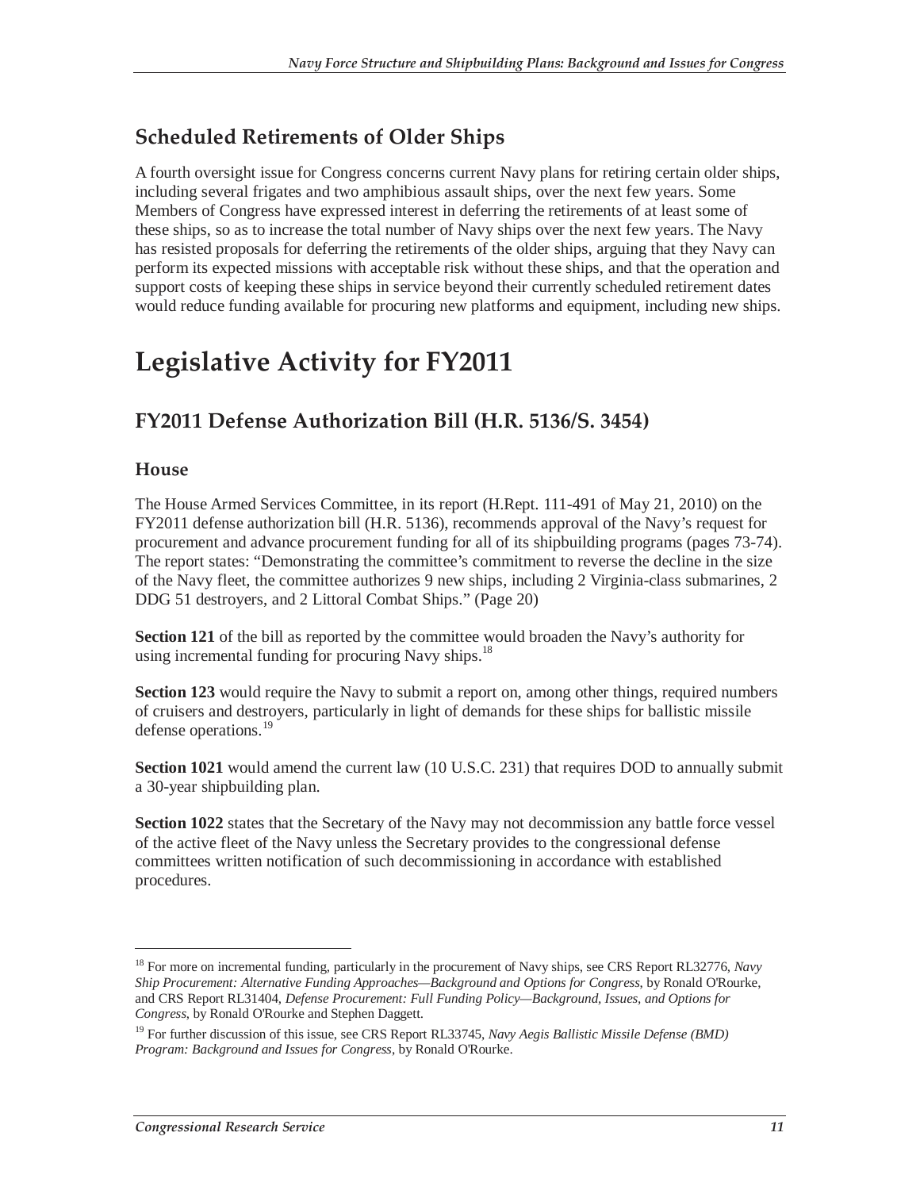## Scheduled Retirements of Older Ships

A fourth oversight issue for Congress concerns current Navy plans for retiring certain older ships, including several frigates and two amphibious assault ships, over the next few years. Some Members of Congress have expressed interest in deferring the retirements of at least some of these ships, so as to increase the total number of Navy ships over the next few years. The Navy has resisted proposals for deferring the retirements of the older ships, arguing that they Navy can perform its expected missions with acceptable risk without these ships, and that the operation and support costs of keeping these ships in service beyond their currently scheduled retirement dates would reduce funding available for procuring new platforms and equipment, including new ships.

# Legislative Activity for FY2011

## FY2011 Defense Authorization Bill (H.R. 5136/S. 3454)

### House

The House Armed Services Committee, in its report (H.Rept. 111-491 of May 21, 2010) on the FY2011 defense authorization bill (H.R. 5136), recommends approval of the Navy's request for procurement and advance procurement funding for all of its shipbuilding programs (pages 73-74). The report states: "Demonstrating the committee's commitment to reverse the decline in the size of the Navy fleet, the committee authorizes 9 new ships, including 2 Virginia-class submarines, 2 DDG 51 destroyers, and 2 Littoral Combat Ships." (Page 20)

**Section 121** of the bill as reported by the committee would broaden the Navy's authority for using incremental funding for procuring Navy ships.[18]

**Section 123** would require the Navy to submit a report on, among other things, required numbers of cruisers and destroyers, particularly in light of demands for these ships for ballistic missile defense operations.[19]

**Section 1021** would amend the current law (10 U.S.C. 231) that requires DOD to annually submit a 30-year shipbuilding plan.

**Section 1022** states that the Secretary of the Navy may not decommission any battle force vessel of the active fleet of the Navy unless the Secretary provides to the congressional defense committees written notification of such decommissioning in accordance with established procedures.

---

[18] For more on incremental funding, particularly in the procurement of Navy ships, see CRS Report RL32776, *Navy Ship Procurement: Alternative Funding Approaches—Background and Options for Congress*, by Ronald O'Rourke, and CRS Report RL31404, *Defense Procurement: Full Funding Policy—Background, Issues, and Options for Congress*, by Ronald O'Rourke and Stephen Daggett.

[19] For further discussion of this issue, see CRS Report RL33745, *Navy Aegis Ballistic Missile Defense (BMD) Program: Background and Issues for Congress*, by Ronald O'Rourke.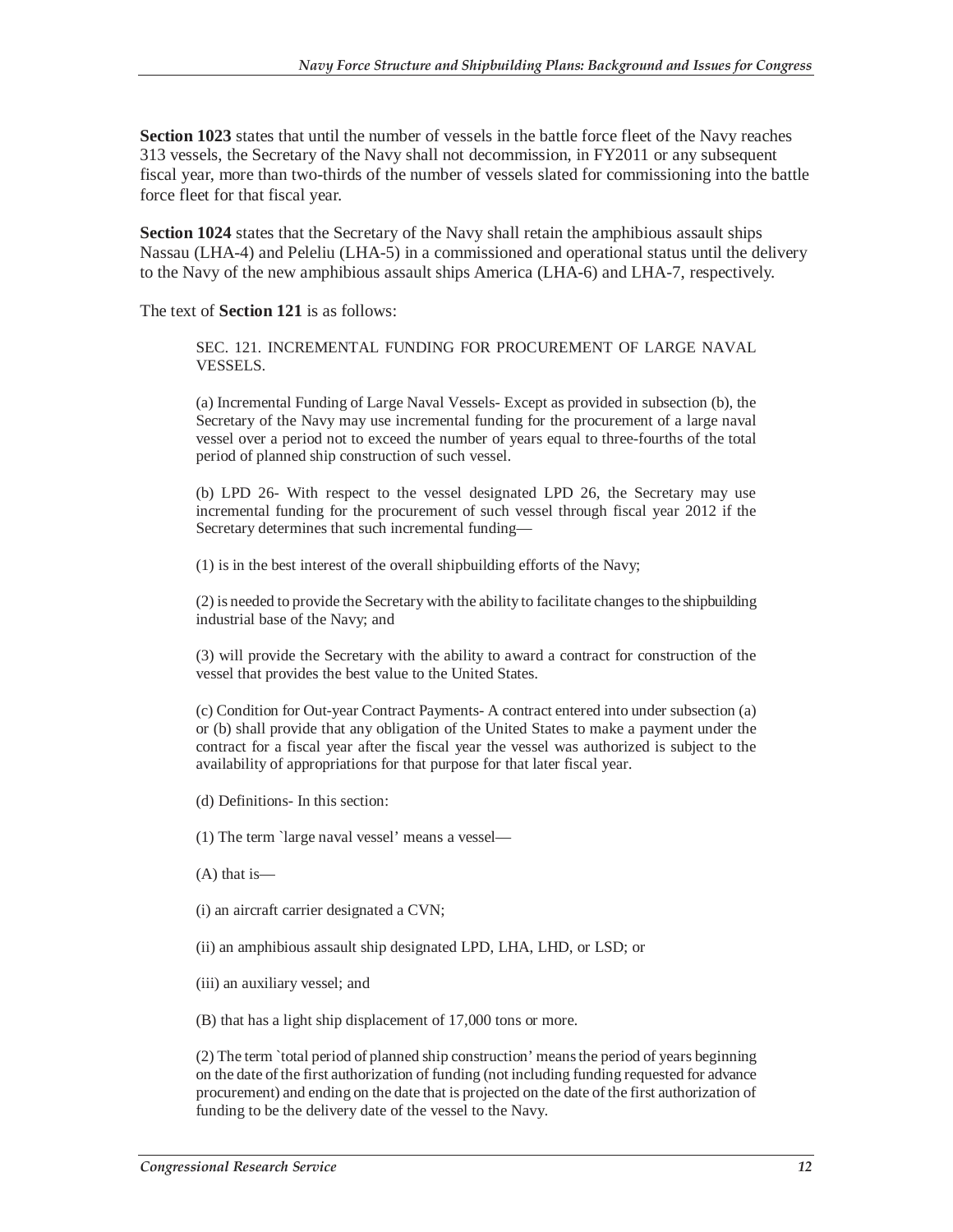**Section 1023** states that until the number of vessels in the battle force fleet of the Navy reaches 313 vessels, the Secretary of the Navy shall not decommission, in FY2011 or any subsequent fiscal year, more than two-thirds of the number of vessels slated for commissioning into the battle force fleet for that fiscal year.

**Section 1024** states that the Secretary of the Navy shall retain the amphibious assault ships Nassau (LHA-4) and Peleliu (LHA-5) in a commissioned and operational status until the delivery to the Navy of the new amphibious assault ships America (LHA-6) and LHA-7, respectively.

The text of **Section 121** is as follows:

> SEC. 121. INCREMENTAL FUNDING FOR PROCUREMENT OF LARGE NAVAL VESSELS.
>
> (a) Incremental Funding of Large Naval Vessels- Except as provided in subsection (b), the Secretary of the Navy may use incremental funding for the procurement of a large naval vessel over a period not to exceed the number of years equal to three-fourths of the total period of planned ship construction of such vessel.
>
> (b) LPD 26- With respect to the vessel designated LPD 26, the Secretary may use incremental funding for the procurement of such vessel through fiscal year 2012 if the Secretary determines that such incremental funding—
>
> (1) is in the best interest of the overall shipbuilding efforts of the Navy;
>
> (2) is needed to provide the Secretary with the ability to facilitate changes to the shipbuilding industrial base of the Navy; and
>
> (3) will provide the Secretary with the ability to award a contract for construction of the vessel that provides the best value to the United States.
>
> (c) Condition for Out-year Contract Payments- A contract entered into under subsection (a) or (b) shall provide that any obligation of the United States to make a payment under the contract for a fiscal year after the fiscal year the vessel was authorized is subject to the availability of appropriations for that purpose for that later fiscal year.
>
> (d) Definitions- In this section:
>
> (1) The term `large naval vessel' means a vessel—
>
> (A) that is—
>
> (i) an aircraft carrier designated a CVN;
>
> (ii) an amphibious assault ship designated LPD, LHA, LHD, or LSD; or
>
> (iii) an auxiliary vessel; and
>
> (B) that has a light ship displacement of 17,000 tons or more.
>
> (2) The term `total period of planned ship construction' means the period of years beginning on the date of the first authorization of funding (not including funding requested for advance procurement) and ending on the date that is projected on the date of the first authorization of funding to be the delivery date of the vessel to the Navy.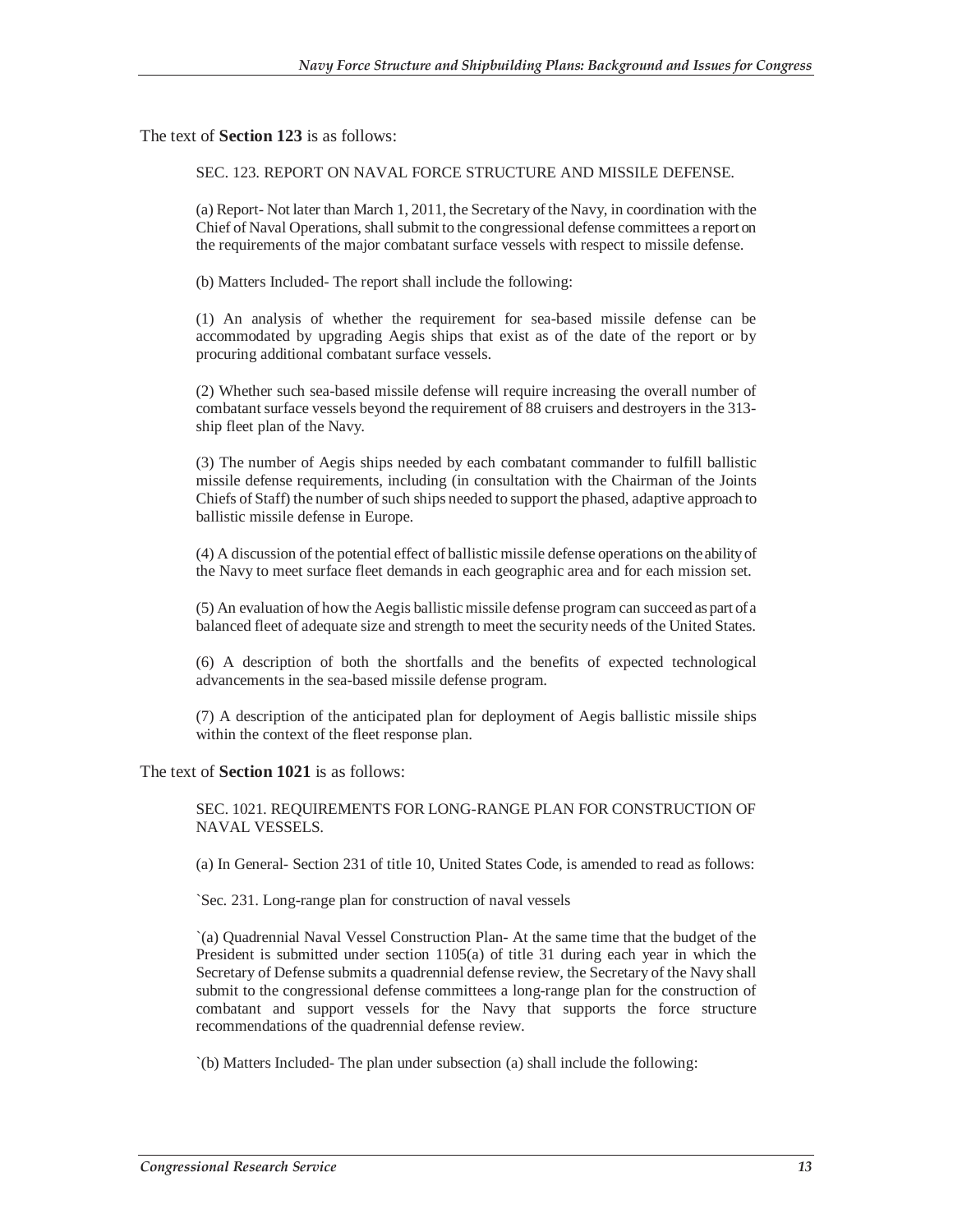The text of **Section 123** is as follows:

> SEC. 123. REPORT ON NAVAL FORCE STRUCTURE AND MISSILE DEFENSE.
>
> (a) Report- Not later than March 1, 2011, the Secretary of the Navy, in coordination with the Chief of Naval Operations, shall submit to the congressional defense committees a report on the requirements of the major combatant surface vessels with respect to missile defense.
>
> (b) Matters Included- The report shall include the following:
>
> (1) An analysis of whether the requirement for sea-based missile defense can be accommodated by upgrading Aegis ships that exist as of the date of the report or by procuring additional combatant surface vessels.
>
> (2) Whether such sea-based missile defense will require increasing the overall number of combatant surface vessels beyond the requirement of 88 cruisers and destroyers in the 313-ship fleet plan of the Navy.
>
> (3) The number of Aegis ships needed by each combatant commander to fulfill ballistic missile defense requirements, including (in consultation with the Chairman of the Joints Chiefs of Staff) the number of such ships needed to support the phased, adaptive approach to ballistic missile defense in Europe.
>
> (4) A discussion of the potential effect of ballistic missile defense operations on the ability of the Navy to meet surface fleet demands in each geographic area and for each mission set.
>
> (5) An evaluation of how the Aegis ballistic missile defense program can succeed as part of a balanced fleet of adequate size and strength to meet the security needs of the United States.
>
> (6) A description of both the shortfalls and the benefits of expected technological advancements in the sea-based missile defense program.
>
> (7) A description of the anticipated plan for deployment of Aegis ballistic missile ships within the context of the fleet response plan.

The text of **Section 1021** is as follows:

> SEC. 1021. REQUIREMENTS FOR LONG-RANGE PLAN FOR CONSTRUCTION OF NAVAL VESSELS.
>
> (a) In General- Section 231 of title 10, United States Code, is amended to read as follows:
>
> `Sec. 231. Long-range plan for construction of naval vessels
>
> `(a) Quadrennial Naval Vessel Construction Plan- At the same time that the budget of the President is submitted under section 1105(a) of title 31 during each year in which the Secretary of Defense submits a quadrennial defense review, the Secretary of the Navy shall submit to the congressional defense committees a long-range plan for the construction of combatant and support vessels for the Navy that supports the force structure recommendations of the quadrennial defense review.
>
> `(b) Matters Included- The plan under subsection (a) shall include the following: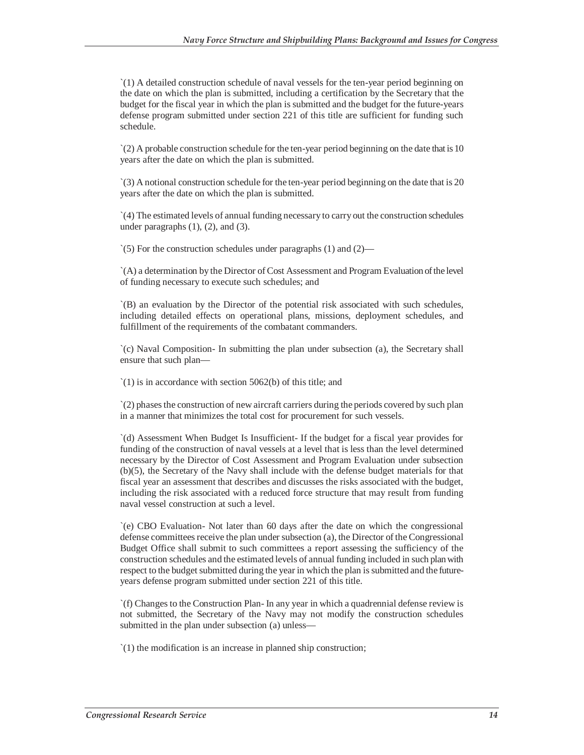`(1) A detailed construction schedule of naval vessels for the ten-year period beginning on the date on which the plan is submitted, including a certification by the Secretary that the budget for the fiscal year in which the plan is submitted and the budget for the future-years defense program submitted under section 221 of this title are sufficient for funding such schedule.

`(2) A probable construction schedule for the ten-year period beginning on the date that is 10 years after the date on which the plan is submitted.

`(3) A notional construction schedule for the ten-year period beginning on the date that is 20 years after the date on which the plan is submitted.

`(4) The estimated levels of annual funding necessary to carry out the construction schedules under paragraphs (1), (2), and (3).

`(5) For the construction schedules under paragraphs (1) and (2)—

`(A) a determination by the Director of Cost Assessment and Program Evaluation of the level of funding necessary to execute such schedules; and

`(B) an evaluation by the Director of the potential risk associated with such schedules, including detailed effects on operational plans, missions, deployment schedules, and fulfillment of the requirements of the combatant commanders.

`(c) Naval Composition- In submitting the plan under subsection (a), the Secretary shall ensure that such plan—

`(1) is in accordance with section 5062(b) of this title; and

`(2) phases the construction of new aircraft carriers during the periods covered by such plan in a manner that minimizes the total cost for procurement for such vessels.

`(d) Assessment When Budget Is Insufficient- If the budget for a fiscal year provides for funding of the construction of naval vessels at a level that is less than the level determined necessary by the Director of Cost Assessment and Program Evaluation under subsection (b)(5), the Secretary of the Navy shall include with the defense budget materials for that fiscal year an assessment that describes and discusses the risks associated with the budget, including the risk associated with a reduced force structure that may result from funding naval vessel construction at such a level.

`(e) CBO Evaluation- Not later than 60 days after the date on which the congressional defense committees receive the plan under subsection (a), the Director of the Congressional Budget Office shall submit to such committees a report assessing the sufficiency of the construction schedules and the estimated levels of annual funding included in such plan with respect to the budget submitted during the year in which the plan is submitted and the future-years defense program submitted under section 221 of this title.

`(f) Changes to the Construction Plan- In any year in which a quadrennial defense review is not submitted, the Secretary of the Navy may not modify the construction schedules submitted in the plan under subsection (a) unless—

`(1) the modification is an increase in planned ship construction;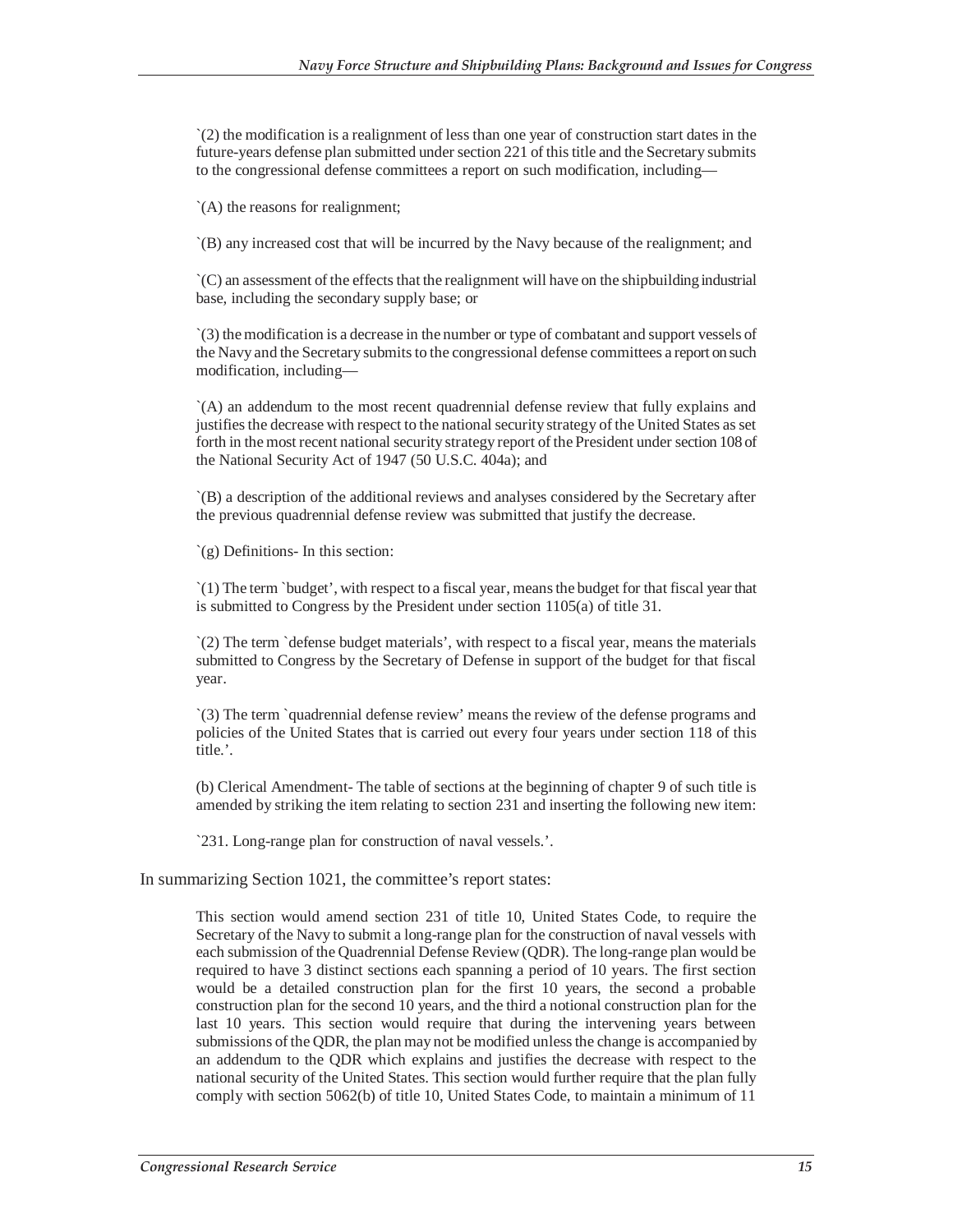`(2) the modification is a realignment of less than one year of construction start dates in the future-years defense plan submitted under section 221 of this title and the Secretary submits to the congressional defense committees a report on such modification, including—

`(A) the reasons for realignment;

`(B) any increased cost that will be incurred by the Navy because of the realignment; and

`(C) an assessment of the effects that the realignment will have on the shipbuilding industrial base, including the secondary supply base; or

`(3) the modification is a decrease in the number or type of combatant and support vessels of the Navy and the Secretary submits to the congressional defense committees a report on such modification, including—

`(A) an addendum to the most recent quadrennial defense review that fully explains and justifies the decrease with respect to the national security strategy of the United States as set forth in the most recent national security strategy report of the President under section 108 of the National Security Act of 1947 (50 U.S.C. 404a); and

`(B) a description of the additional reviews and analyses considered by the Secretary after the previous quadrennial defense review was submitted that justify the decrease.

`(g) Definitions- In this section:

`(1) The term `budget', with respect to a fiscal year, means the budget for that fiscal year that is submitted to Congress by the President under section 1105(a) of title 31.

`(2) The term `defense budget materials', with respect to a fiscal year, means the materials submitted to Congress by the Secretary of Defense in support of the budget for that fiscal year.

`(3) The term `quadrennial defense review' means the review of the defense programs and policies of the United States that is carried out every four years under section 118 of this title.'.

(b) Clerical Amendment- The table of sections at the beginning of chapter 9 of such title is amended by striking the item relating to section 231 and inserting the following new item:

`231. Long-range plan for construction of naval vessels.'.

In summarizing Section 1021, the committee's report states:

> This section would amend section 231 of title 10, United States Code, to require the Secretary of the Navy to submit a long-range plan for the construction of naval vessels with each submission of the Quadrennial Defense Review (QDR). The long-range plan would be required to have 3 distinct sections each spanning a period of 10 years. The first section would be a detailed construction plan for the first 10 years, the second a probable construction plan for the second 10 years, and the third a notional construction plan for the last 10 years. This section would require that during the intervening years between submissions of the QDR, the plan may not be modified unless the change is accompanied by an addendum to the QDR which explains and justifies the decrease with respect to the national security of the United States. This section would further require that the plan fully comply with section 5062(b) of title 10, United States Code, to maintain a minimum of 11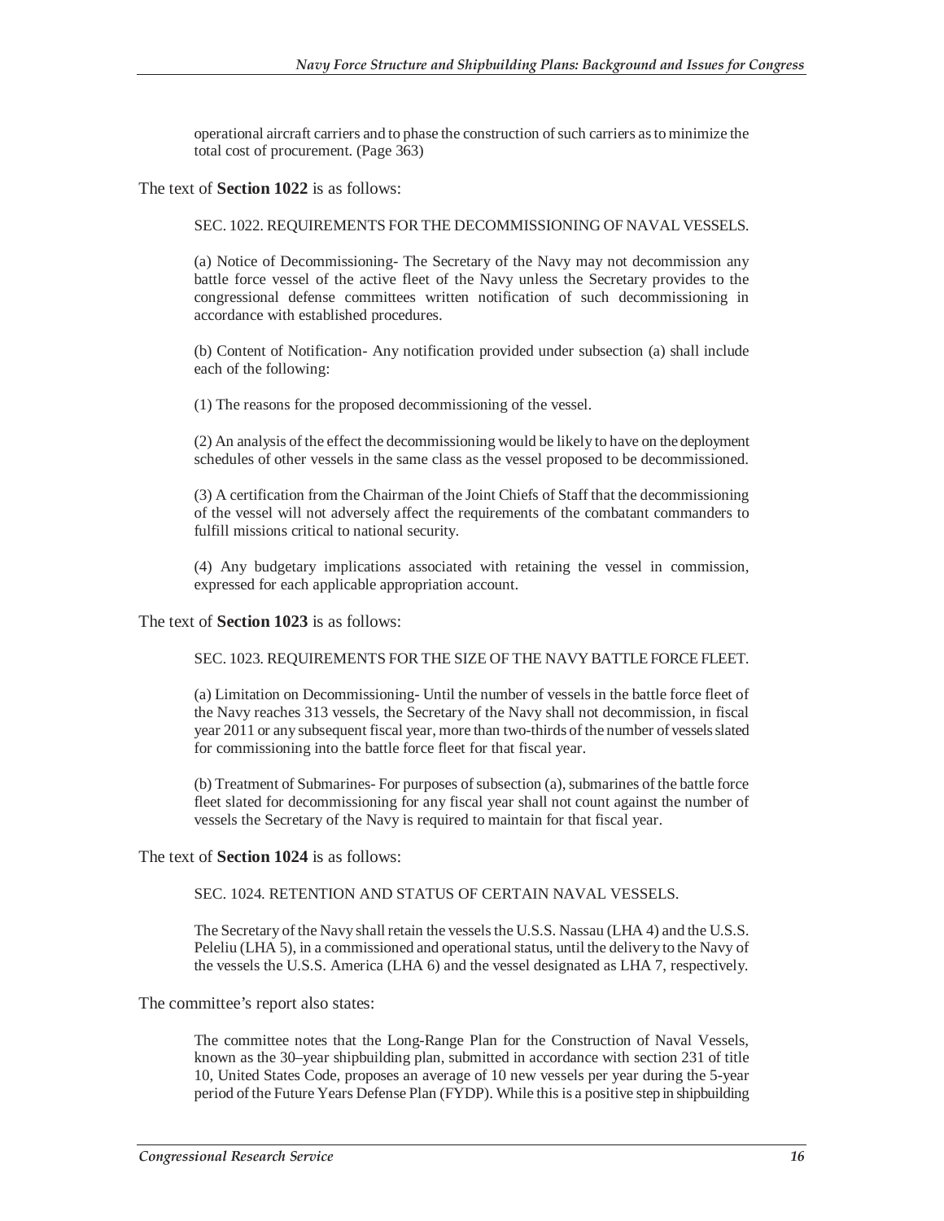> operational aircraft carriers and to phase the construction of such carriers as to minimize the total cost of procurement. (Page 363)

The text of **Section 1022** is as follows:

> SEC. 1022. REQUIREMENTS FOR THE DECOMMISSIONING OF NAVAL VESSELS.
>
> (a) Notice of Decommissioning- The Secretary of the Navy may not decommission any battle force vessel of the active fleet of the Navy unless the Secretary provides to the congressional defense committees written notification of such decommissioning in accordance with established procedures.
>
> (b) Content of Notification- Any notification provided under subsection (a) shall include each of the following:
>
> (1) The reasons for the proposed decommissioning of the vessel.
>
> (2) An analysis of the effect the decommissioning would be likely to have on the deployment schedules of other vessels in the same class as the vessel proposed to be decommissioned.
>
> (3) A certification from the Chairman of the Joint Chiefs of Staff that the decommissioning of the vessel will not adversely affect the requirements of the combatant commanders to fulfill missions critical to national security.
>
> (4) Any budgetary implications associated with retaining the vessel in commission, expressed for each applicable appropriation account.

The text of **Section 1023** is as follows:

> SEC. 1023. REQUIREMENTS FOR THE SIZE OF THE NAVY BATTLE FORCE FLEET.
>
> (a) Limitation on Decommissioning- Until the number of vessels in the battle force fleet of the Navy reaches 313 vessels, the Secretary of the Navy shall not decommission, in fiscal year 2011 or any subsequent fiscal year, more than two-thirds of the number of vessels slated for commissioning into the battle force fleet for that fiscal year.
>
> (b) Treatment of Submarines- For purposes of subsection (a), submarines of the battle force fleet slated for decommissioning for any fiscal year shall not count against the number of vessels the Secretary of the Navy is required to maintain for that fiscal year.

The text of **Section 1024** is as follows:

> SEC. 1024. RETENTION AND STATUS OF CERTAIN NAVAL VESSELS.
>
> The Secretary of the Navy shall retain the vessels the U.S.S. Nassau (LHA 4) and the U.S.S. Peleliu (LHA 5), in a commissioned and operational status, until the delivery to the Navy of the vessels the U.S.S. America (LHA 6) and the vessel designated as LHA 7, respectively.

The committee's report also states:

> The committee notes that the Long-Range Plan for the Construction of Naval Vessels, known as the 30–year shipbuilding plan, submitted in accordance with section 231 of title 10, United States Code, proposes an average of 10 new vessels per year during the 5-year period of the Future Years Defense Plan (FYDP). While this is a positive step in shipbuilding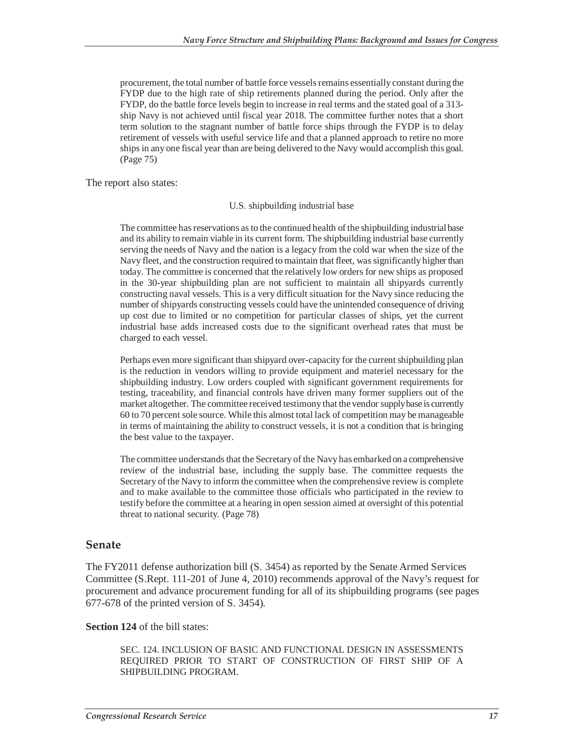> procurement, the total number of battle force vessels remains essentially constant during the FYDP due to the high rate of ship retirements planned during the period. Only after the FYDP, do the battle force levels begin to increase in real terms and the stated goal of a 313-ship Navy is not achieved until fiscal year 2018. The committee further notes that a short term solution to the stagnant number of battle force ships through the FYDP is to delay retirement of vessels with useful service life and that a planned approach to retire no more ships in any one fiscal year than are being delivered to the Navy would accomplish this goal. (Page 75)

The report also states:

> U.S. shipbuilding industrial base
>
> The committee has reservations as to the continued health of the shipbuilding industrial base and its ability to remain viable in its current form. The shipbuilding industrial base currently serving the needs of Navy and the nation is a legacy from the cold war when the size of the Navy fleet, and the construction required to maintain that fleet, was significantly higher than today. The committee is concerned that the relatively low orders for new ships as proposed in the 30-year shipbuilding plan are not sufficient to maintain all shipyards currently constructing naval vessels. This is a very difficult situation for the Navy since reducing the number of shipyards constructing vessels could have the unintended consequence of driving up cost due to limited or no competition for particular classes of ships, yet the current industrial base adds increased costs due to the significant overhead rates that must be charged to each vessel.
>
> Perhaps even more significant than shipyard over-capacity for the current shipbuilding plan is the reduction in vendors willing to provide equipment and materiel necessary for the shipbuilding industry. Low orders coupled with significant government requirements for testing, traceability, and financial controls have driven many former suppliers out of the market altogether. The committee received testimony that the vendor supply base is currently 60 to 70 percent sole source. While this almost total lack of competition may be manageable in terms of maintaining the ability to construct vessels, it is not a condition that is bringing the best value to the taxpayer.
>
> The committee understands that the Secretary of the Navy has embarked on a comprehensive review of the industrial base, including the supply base. The committee requests the Secretary of the Navy to inform the committee when the comprehensive review is complete and to make available to the committee those officials who participated in the review to testify before the committee at a hearing in open session aimed at oversight of this potential threat to national security. (Page 78)

## Senate

The FY2011 defense authorization bill (S. 3454) as reported by the Senate Armed Services Committee (S.Rept. 111-201 of June 4, 2010) recommends approval of the Navy's request for procurement and advance procurement funding for all of its shipbuilding programs (see pages 677-678 of the printed version of S. 3454).

**Section 124** of the bill states:

> SEC. 124. INCLUSION OF BASIC AND FUNCTIONAL DESIGN IN ASSESSMENTS REQUIRED PRIOR TO START OF CONSTRUCTION OF FIRST SHIP OF A SHIPBUILDING PROGRAM.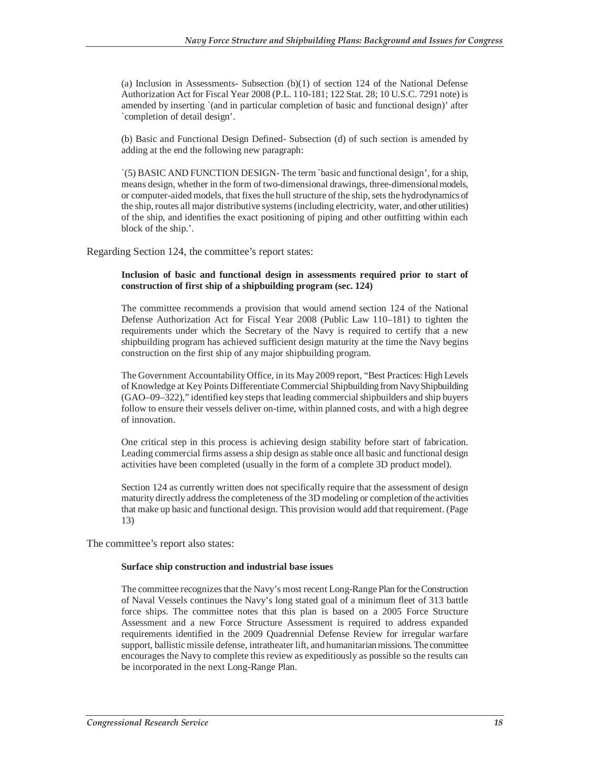(a) Inclusion in Assessments- Subsection (b)(1) of section 124 of the National Defense Authorization Act for Fiscal Year 2008 (P.L. 110-181; 122 Stat. 28; 10 U.S.C. 7291 note) is amended by inserting `(and in particular completion of basic and functional design)' after `completion of detail design'.

(b) Basic and Functional Design Defined- Subsection (d) of such section is amended by adding at the end the following new paragraph:

`(5) BASIC AND FUNCTION DESIGN- The term `basic and functional design', for a ship, means design, whether in the form of two-dimensional drawings, three-dimensional models, or computer-aided models, that fixes the hull structure of the ship, sets the hydrodynamics of the ship, routes all major distributive systems (including electricity, water, and other utilities) of the ship, and identifies the exact positioning of piping and other outfitting within each block of the ship.'.

Regarding Section 124, the committee's report states:

> **Inclusion of basic and functional design in assessments required prior to start of construction of first ship of a shipbuilding program (sec. 124)**
>
> The committee recommends a provision that would amend section 124 of the National Defense Authorization Act for Fiscal Year 2008 (Public Law 110–181) to tighten the requirements under which the Secretary of the Navy is required to certify that a new shipbuilding program has achieved sufficient design maturity at the time the Navy begins construction on the first ship of any major shipbuilding program.
>
> The Government Accountability Office, in its May 2009 report, "Best Practices: High Levels of Knowledge at Key Points Differentiate Commercial Shipbuilding from Navy Shipbuilding (GAO–09–322)," identified key steps that leading commercial shipbuilders and ship buyers follow to ensure their vessels deliver on-time, within planned costs, and with a high degree of innovation.
>
> One critical step in this process is achieving design stability before start of fabrication. Leading commercial firms assess a ship design as stable once all basic and functional design activities have been completed (usually in the form of a complete 3D product model).
>
> Section 124 as currently written does not specifically require that the assessment of design maturity directly address the completeness of the 3D modeling or completion of the activities that make up basic and functional design. This provision would add that requirement. (Page 13)

The committee's report also states:

> **Surface ship construction and industrial base issues**
>
> The committee recognizes that the Navy's most recent Long-Range Plan for the Construction of Naval Vessels continues the Navy's long stated goal of a minimum fleet of 313 battle force ships. The committee notes that this plan is based on a 2005 Force Structure Assessment and a new Force Structure Assessment is required to address expanded requirements identified in the 2009 Quadrennial Defense Review for irregular warfare support, ballistic missile defense, intratheater lift, and humanitarian missions. The committee encourages the Navy to complete this review as expeditiously as possible so the results can be incorporated in the next Long-Range Plan.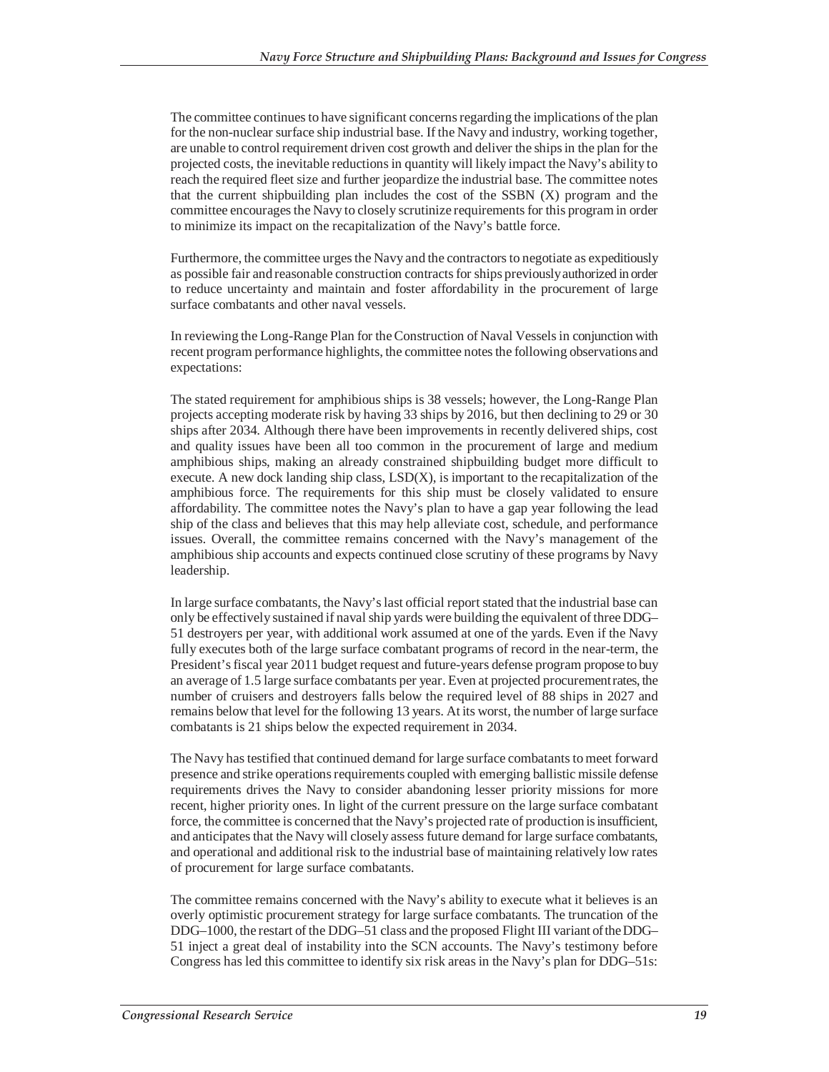The committee continues to have significant concerns regarding the implications of the plan for the non-nuclear surface ship industrial base. If the Navy and industry, working together, are unable to control requirement driven cost growth and deliver the ships in the plan for the projected costs, the inevitable reductions in quantity will likely impact the Navy's ability to reach the required fleet size and further jeopardize the industrial base. The committee notes that the current shipbuilding plan includes the cost of the SSBN (X) program and the committee encourages the Navy to closely scrutinize requirements for this program in order to minimize its impact on the recapitalization of the Navy's battle force.

Furthermore, the committee urges the Navy and the contractors to negotiate as expeditiously as possible fair and reasonable construction contracts for ships previously authorized in order to reduce uncertainty and maintain and foster affordability in the procurement of large surface combatants and other naval vessels.

In reviewing the Long-Range Plan for the Construction of Naval Vessels in conjunction with recent program performance highlights, the committee notes the following observations and expectations:

The stated requirement for amphibious ships is 38 vessels; however, the Long-Range Plan projects accepting moderate risk by having 33 ships by 2016, but then declining to 29 or 30 ships after 2034. Although there have been improvements in recently delivered ships, cost and quality issues have been all too common in the procurement of large and medium amphibious ships, making an already constrained shipbuilding budget more difficult to execute. A new dock landing ship class, LSD(X), is important to the recapitalization of the amphibious force. The requirements for this ship must be closely validated to ensure affordability. The committee notes the Navy's plan to have a gap year following the lead ship of the class and believes that this may help alleviate cost, schedule, and performance issues. Overall, the committee remains concerned with the Navy's management of the amphibious ship accounts and expects continued close scrutiny of these programs by Navy leadership.

In large surface combatants, the Navy's last official report stated that the industrial base can only be effectively sustained if naval ship yards were building the equivalent of three DDG–51 destroyers per year, with additional work assumed at one of the yards. Even if the Navy fully executes both of the large surface combatant programs of record in the near-term, the President's fiscal year 2011 budget request and future-years defense program propose to buy an average of 1.5 large surface combatants per year. Even at projected procurement rates, the number of cruisers and destroyers falls below the required level of 88 ships in 2027 and remains below that level for the following 13 years. At its worst, the number of large surface combatants is 21 ships below the expected requirement in 2034.

The Navy has testified that continued demand for large surface combatants to meet forward presence and strike operations requirements coupled with emerging ballistic missile defense requirements drives the Navy to consider abandoning lesser priority missions for more recent, higher priority ones. In light of the current pressure on the large surface combatant force, the committee is concerned that the Navy's projected rate of production is insufficient, and anticipates that the Navy will closely assess future demand for large surface combatants, and operational and additional risk to the industrial base of maintaining relatively low rates of procurement for large surface combatants.

The committee remains concerned with the Navy's ability to execute what it believes is an overly optimistic procurement strategy for large surface combatants. The truncation of the DDG–1000, the restart of the DDG–51 class and the proposed Flight III variant of the DDG–51 inject a great deal of instability into the SCN accounts. The Navy's testimony before Congress has led this committee to identify six risk areas in the Navy's plan for DDG–51s: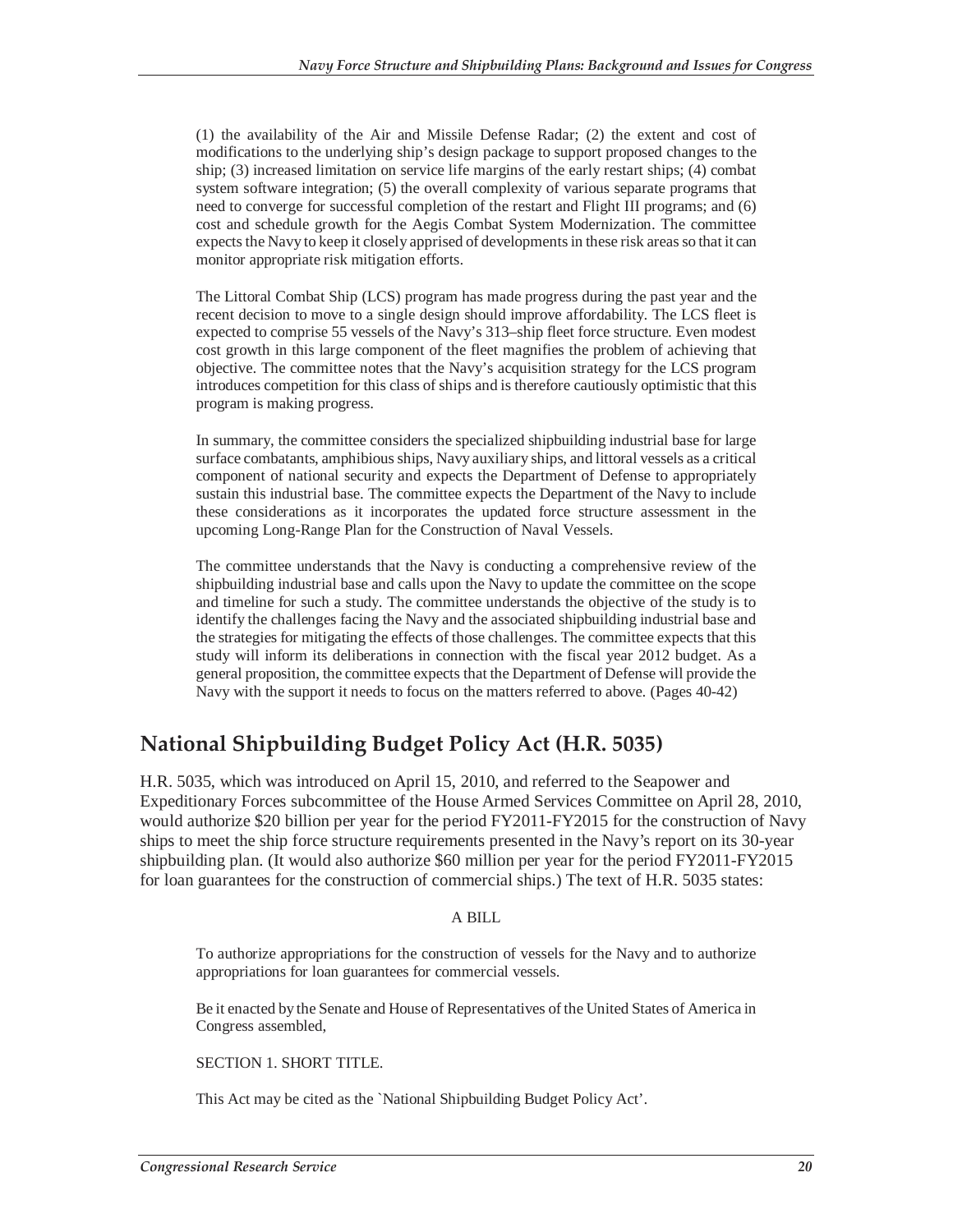(1) the availability of the Air and Missile Defense Radar; (2) the extent and cost of modifications to the underlying ship's design package to support proposed changes to the ship; (3) increased limitation on service life margins of the early restart ships; (4) combat system software integration; (5) the overall complexity of various separate programs that need to converge for successful completion of the restart and Flight III programs; and (6) cost and schedule growth for the Aegis Combat System Modernization. The committee expects the Navy to keep it closely apprised of developments in these risk areas so that it can monitor appropriate risk mitigation efforts.

The Littoral Combat Ship (LCS) program has made progress during the past year and the recent decision to move to a single design should improve affordability. The LCS fleet is expected to comprise 55 vessels of the Navy's 313–ship fleet force structure. Even modest cost growth in this large component of the fleet magnifies the problem of achieving that objective. The committee notes that the Navy's acquisition strategy for the LCS program introduces competition for this class of ships and is therefore cautiously optimistic that this program is making progress.

In summary, the committee considers the specialized shipbuilding industrial base for large surface combatants, amphibious ships, Navy auxiliary ships, and littoral vessels as a critical component of national security and expects the Department of Defense to appropriately sustain this industrial base. The committee expects the Department of the Navy to include these considerations as it incorporates the updated force structure assessment in the upcoming Long-Range Plan for the Construction of Naval Vessels.

The committee understands that the Navy is conducting a comprehensive review of the shipbuilding industrial base and calls upon the Navy to update the committee on the scope and timeline for such a study. The committee understands the objective of the study is to identify the challenges facing the Navy and the associated shipbuilding industrial base and the strategies for mitigating the effects of those challenges. The committee expects that this study will inform its deliberations in connection with the fiscal year 2012 budget. As a general proposition, the committee expects that the Department of Defense will provide the Navy with the support it needs to focus on the matters referred to above. (Pages 40-42)

## National Shipbuilding Budget Policy Act (H.R. 5035)

H.R. 5035, which was introduced on April 15, 2010, and referred to the Seapower and Expeditionary Forces subcommittee of the House Armed Services Committee on April 28, 2010, would authorize $20 billion per year for the period FY2011-FY2015 for the construction of Navy ships to meet the ship force structure requirements presented in the Navy's report on its 30-year shipbuilding plan. (It would also authorize $60 million per year for the period FY2011-FY2015 for loan guarantees for the construction of commercial ships.) The text of H.R. 5035 states:

A BILL

To authorize appropriations for the construction of vessels for the Navy and to authorize appropriations for loan guarantees for commercial vessels.

Be it enacted by the Senate and House of Representatives of the United States of America in Congress assembled,

SECTION 1. SHORT TITLE.

This Act may be cited as the `National Shipbuilding Budget Policy Act'.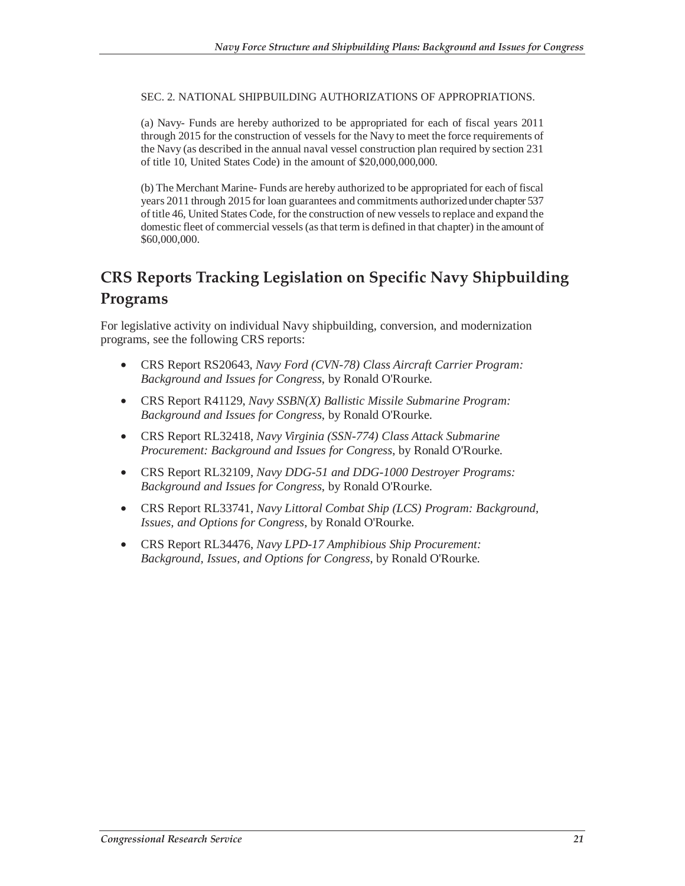SEC. 2. NATIONAL SHIPBUILDING AUTHORIZATIONS OF APPROPRIATIONS.

(a) Navy- Funds are hereby authorized to be appropriated for each of fiscal years 2011 through 2015 for the construction of vessels for the Navy to meet the force requirements of the Navy (as described in the annual naval vessel construction plan required by section 231 of title 10, United States Code) in the amount of $20,000,000,000.

(b) The Merchant Marine- Funds are hereby authorized to be appropriated for each of fiscal years 2011 through 2015 for loan guarantees and commitments authorized under chapter 537 of title 46, United States Code, for the construction of new vessels to replace and expand the domestic fleet of commercial vessels (as that term is defined in that chapter) in the amount of $60,000,000.

## CRS Reports Tracking Legislation on Specific Navy Shipbuilding Programs

For legislative activity on individual Navy shipbuilding, conversion, and modernization programs, see the following CRS reports:

- CRS Report RS20643, *Navy Ford (CVN-78) Class Aircraft Carrier Program: Background and Issues for Congress*, by Ronald O'Rourke.
- CRS Report R41129, *Navy SSBN(X) Ballistic Missile Submarine Program: Background and Issues for Congress*, by Ronald O'Rourke.
- CRS Report RL32418, *Navy Virginia (SSN-774) Class Attack Submarine Procurement: Background and Issues for Congress*, by Ronald O'Rourke.
- CRS Report RL32109, *Navy DDG-51 and DDG-1000 Destroyer Programs: Background and Issues for Congress*, by Ronald O'Rourke.
- CRS Report RL33741, *Navy Littoral Combat Ship (LCS) Program: Background, Issues, and Options for Congress*, by Ronald O'Rourke.
- CRS Report RL34476, *Navy LPD-17 Amphibious Ship Procurement: Background, Issues, and Options for Congress*, by Ronald O'Rourke.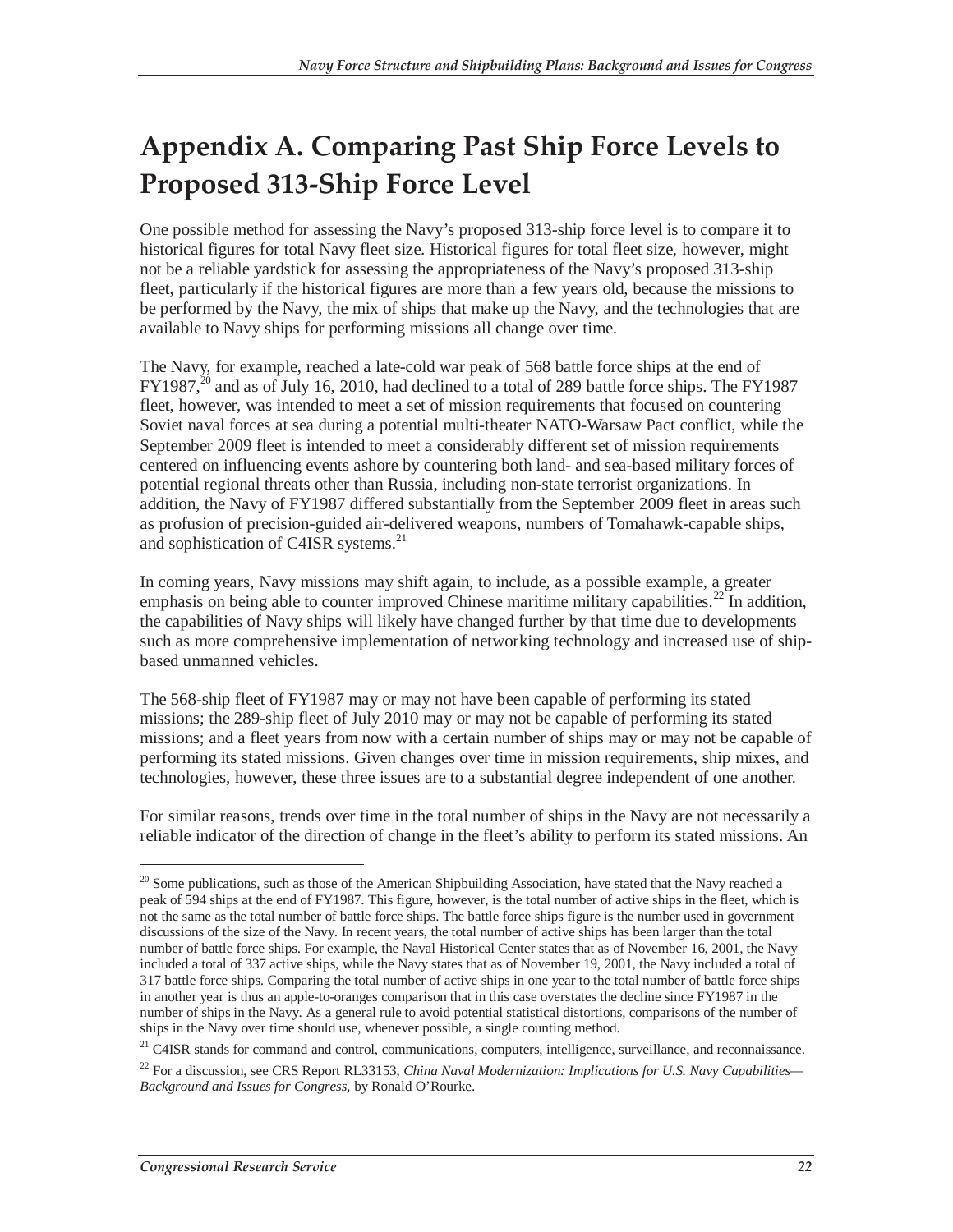# Appendix A. Comparing Past Ship Force Levels to Proposed 313-Ship Force Level

One possible method for assessing the Navy's proposed 313-ship force level is to compare it to historical figures for total Navy fleet size. Historical figures for total fleet size, however, might not be a reliable yardstick for assessing the appropriateness of the Navy's proposed 313-ship fleet, particularly if the historical figures are more than a few years old, because the missions to be performed by the Navy, the mix of ships that make up the Navy, and the technologies that are available to Navy ships for performing missions all change over time.

The Navy, for example, reached a late-cold war peak of 568 battle force ships at the end of FY1987,[20] and as of July 16, 2010, had declined to a total of 289 battle force ships. The FY1987 fleet, however, was intended to meet a set of mission requirements that focused on countering Soviet naval forces at sea during a potential multi-theater NATO-Warsaw Pact conflict, while the September 2009 fleet is intended to meet a considerably different set of mission requirements centered on influencing events ashore by countering both land- and sea-based military forces of potential regional threats other than Russia, including non-state terrorist organizations. In addition, the Navy of FY1987 differed substantially from the September 2009 fleet in areas such as profusion of precision-guided air-delivered weapons, numbers of Tomahawk-capable ships, and sophistication of C4ISR systems.[21]

In coming years, Navy missions may shift again, to include, as a possible example, a greater emphasis on being able to counter improved Chinese maritime military capabilities.[22] In addition, the capabilities of Navy ships will likely have changed further by that time due to developments such as more comprehensive implementation of networking technology and increased use of ship-based unmanned vehicles.

The 568-ship fleet of FY1987 may or may not have been capable of performing its stated missions; the 289-ship fleet of July 2010 may or may not be capable of performing its stated missions; and a fleet years from now with a certain number of ships may or may not be capable of performing its stated missions. Given changes over time in mission requirements, ship mixes, and technologies, however, these three issues are to a substantial degree independent of one another.

For similar reasons, trends over time in the total number of ships in the Navy are not necessarily a reliable indicator of the direction of change in the fleet's ability to perform its stated missions. An

---

[20] Some publications, such as those of the American Shipbuilding Association, have stated that the Navy reached a peak of 594 ships at the end of FY1987. This figure, however, is the total number of active ships in the fleet, which is not the same as the total number of battle force ships. The battle force ships figure is the number used in government discussions of the size of the Navy. In recent years, the total number of active ships has been larger than the total number of battle force ships. For example, the Naval Historical Center states that as of November 16, 2001, the Navy included a total of 337 active ships, while the Navy states that as of November 19, 2001, the Navy included a total of 317 battle force ships. Comparing the total number of active ships in one year to the total number of battle force ships in another year is thus an apple-to-oranges comparison that in this case overstates the decline since FY1987 in the number of ships in the Navy. As a general rule to avoid potential statistical distortions, comparisons of the number of ships in the Navy over time should use, whenever possible, a single counting method.

[21] C4ISR stands for command and control, communications, computers, intelligence, surveillance, and reconnaissance.

[22] For a discussion, see CRS Report RL33153, *China Naval Modernization: Implications for U.S. Navy Capabilities—Background and Issues for Congress*, by Ronald O'Rourke.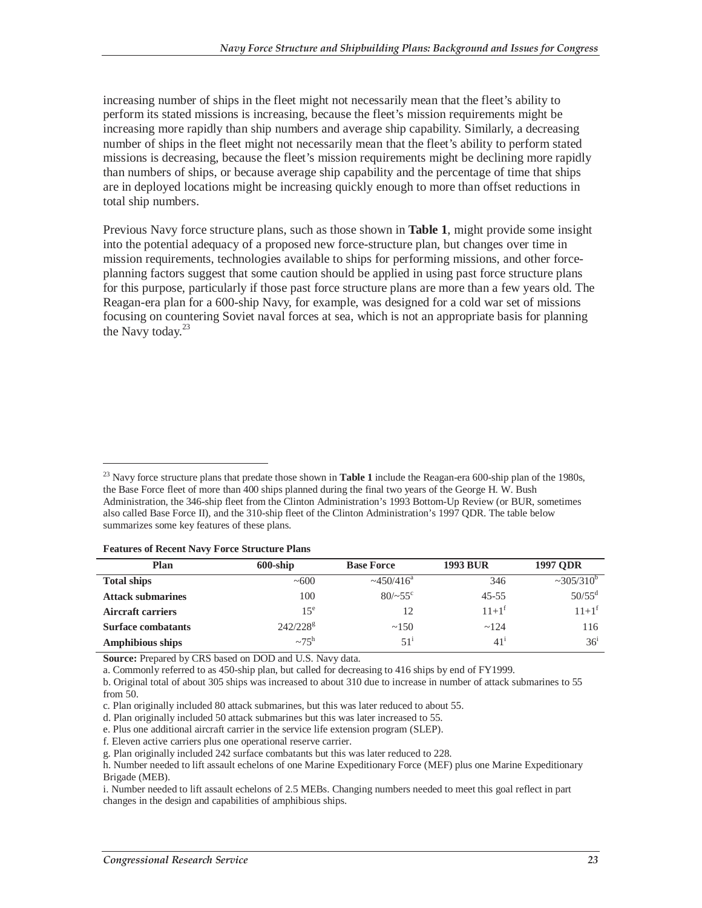increasing number of ships in the fleet might not necessarily mean that the fleet's ability to perform its stated missions is increasing, because the fleet's mission requirements might be increasing more rapidly than ship numbers and average ship capability. Similarly, a decreasing number of ships in the fleet might not necessarily mean that the fleet's ability to perform stated missions is decreasing, because the fleet's mission requirements might be declining more rapidly than numbers of ships, or because average ship capability and the percentage of time that ships are in deployed locations might be increasing quickly enough to more than offset reductions in total ship numbers.

Previous Navy force structure plans, such as those shown in **Table 1**, might provide some insight into the potential adequacy of a proposed new force-structure plan, but changes over time in mission requirements, technologies available to ships for performing missions, and other force-planning factors suggest that some caution should be applied in using past force structure plans for this purpose, particularly if those past force structure plans are more than a few years old. The Reagan-era plan for a 600-ship Navy, for example, was designed for a cold war set of missions focusing on countering Soviet naval forces at sea, which is not an appropriate basis for planning the Navy today.[23]

---

[23] Navy force structure plans that predate those shown in **Table 1** include the Reagan-era 600-ship plan of the 1980s, the Base Force fleet of more than 400 ships planned during the final two years of the George H. W. Bush Administration, the 346-ship fleet from the Clinton Administration's 1993 Bottom-Up Review (or BUR, sometimes also called Base Force II), and the 310-ship fleet of the Clinton Administration's 1997 QDR. The table below summarizes some key features of these plans.

**Features of Recent Navy Force Structure Plans**

| Plan | 600-ship | Base Force | 1993 BUR | 1997 QDR |
|---|---|---|---|---|
| **Total ships** | ~600 | ~450/416[a] | 346 | ~305/310[b] |
| **Attack submarines** | 100 | 80/~55[c] | 45-55 | 50/55[d] |
| **Aircraft carriers** | 15[e] | 12 | 11+1[f] | 11+1[f] |
| **Surface combatants** | 242/228[g] | ~150 | ~124 | 116 |
| **Amphibious ships** | ~75[h] | 51[i] | 41[i] | 36[i] |

**Source:** Prepared by CRS based on DOD and U.S. Navy data.

a. Commonly referred to as 450-ship plan, but called for decreasing to 416 ships by end of FY1999.

b. Original total of about 305 ships was increased to about 310 due to increase in number of attack submarines to 55 from 50.

c. Plan originally included 80 attack submarines, but this was later reduced to about 55.

d. Plan originally included 50 attack submarines but this was later increased to 55.

e. Plus one additional aircraft carrier in the service life extension program (SLEP).

f. Eleven active carriers plus one operational reserve carrier.

g. Plan originally included 242 surface combatants but this was later reduced to 228.

h. Number needed to lift assault echelons of one Marine Expeditionary Force (MEF) plus one Marine Expeditionary Brigade (MEB).

i. Number needed to lift assault echelons of 2.5 MEBs. Changing numbers needed to meet this goal reflect in part changes in the design and capabilities of amphibious ships.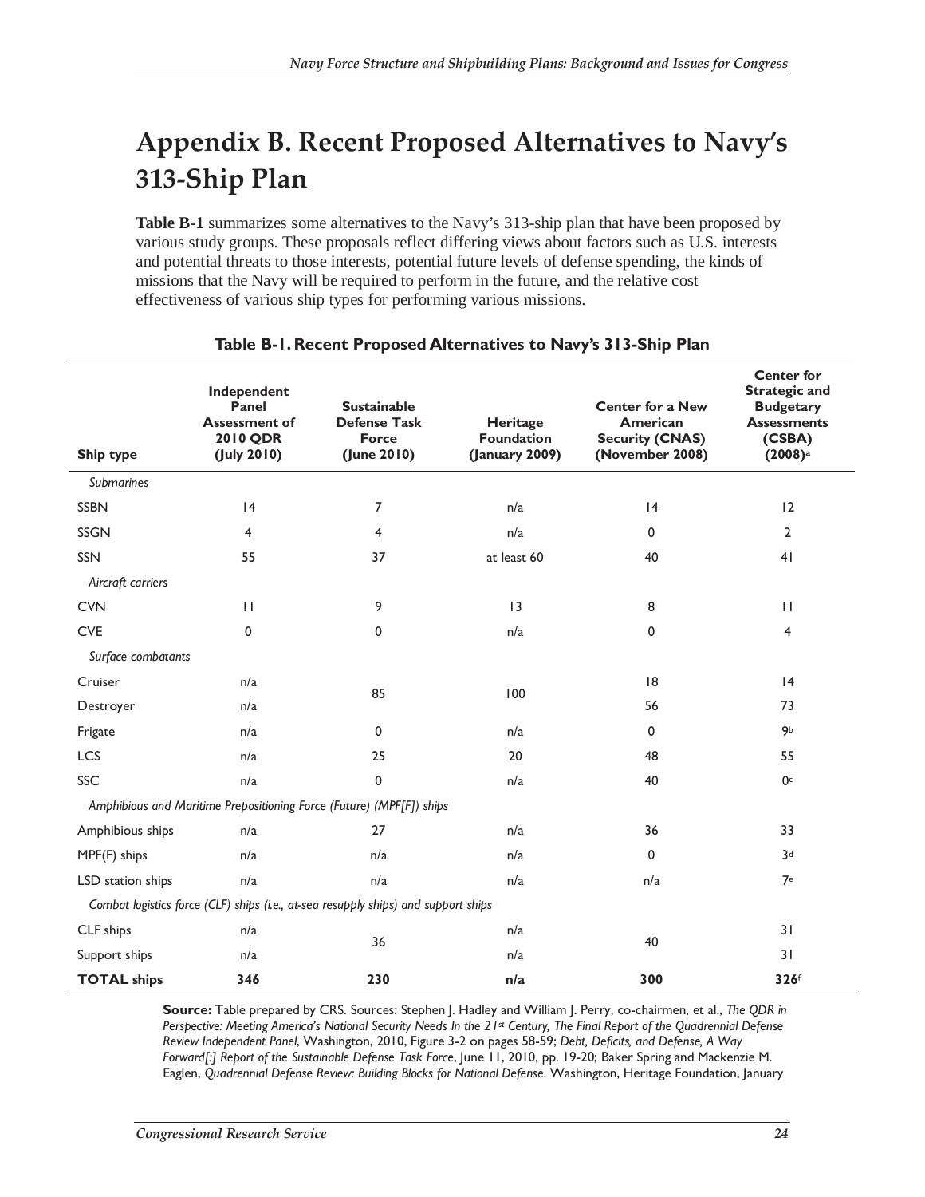# Appendix B. Recent Proposed Alternatives to Navy's 313-Ship Plan

**Table B-1** summarizes some alternatives to the Navy's 313-ship plan that have been proposed by various study groups. These proposals reflect differing views about factors such as U.S. interests and potential threats to those interests, potential future levels of defense spending, the kinds of missions that the Navy will be required to perform in the future, and the relative cost effectiveness of various ship types for performing various missions.

**Table B-1. Recent Proposed Alternatives to Navy's 313-Ship Plan**

| Ship type | Independent Panel Assessment of 2010 QDR (July 2010) | Sustainable Defense Task Force (June 2010) | Heritage Foundation (January 2009) | Center for a New American Security (CNAS) (November 2008) | Center for Strategic and Budgetary Assessments (CSBA) (2008)[a] |
|---|---|---|---|---|---|
| *Submarines* | | | | | |
| SSBN | 14 | 7 | n/a | 14 | 12 |
| SSGN | 4 | 4 | n/a | 0 | 2 |
| SSN | 55 | 37 | at least 60 | 40 | 41 |
| *Aircraft carriers* | | | | | |
| CVN | 11 | 9 | 13 | 8 | 11 |
| CVE | 0 | 0 | n/a | 0 | 4 |
| *Surface combatants* | | | | | |
| Cruiser | n/a | 85 | 100 | 18 | 14 |
| Destroyer | n/a | | | 56 | 73 |
| Frigate | n/a | 0 | n/a | 0 | 9[b] |
| LCS | n/a | 25 | 20 | 48 | 55 |
| SSC | n/a | 0 | n/a | 40 | 0[c] |
| *Amphibious and Maritime Prepositioning Force (Future) (MPF[F]) ships* | | | | | |
| Amphibious ships | n/a | 27 | n/a | 36 | 33 |
| MPF(F) ships | n/a | n/a | n/a | 0 | 3[d] |
| LSD station ships | n/a | n/a | n/a | n/a | 7[e] |
| *Combat logistics force (CLF) ships (i.e., at-sea resupply ships) and support ships* | | | | | |
| CLF ships | n/a | 36 | n/a | 40 | 31 |
| Support ships | n/a | | n/a | | 31 |
| **TOTAL ships** | **346** | **230** | **n/a** | **300** | **326**[f] |

**Source:** Table prepared by CRS. Sources: Stephen J. Hadley and William J. Perry, co-chairmen, et al., *The QDR in Perspective: Meeting America's National Security Needs In the 21st Century, The Final Report of the Quadrennial Defense Review Independent Panel*, Washington, 2010, Figure 3-2 on pages 58-59; *Debt, Deficits, and Defense, A Way Forward[:] Report of the Sustainable Defense Task Force*, June 11, 2010, pp. 19-20; Baker Spring and Mackenzie M. Eaglen, *Quadrennial Defense Review: Building Blocks for National Defense*. Washington, Heritage Foundation, January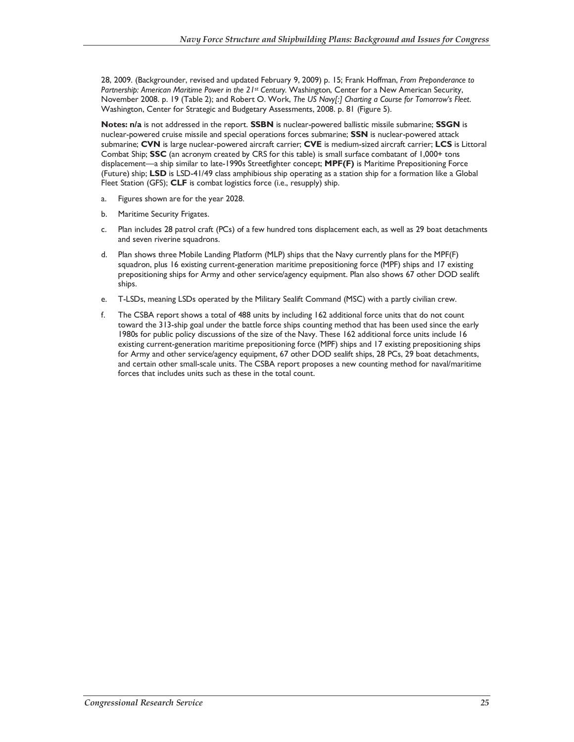28, 2009. (Backgrounder, revised and updated February 9, 2009) p. 15; Frank Hoffman, *From Preponderance to Partnership: American Maritime Power in the 21st Century.* Washington, Center for a New American Security, November 2008. p. 19 (Table 2); and Robert O. Work, *The US Navy[:] Charting a Course for Tomorrow's Fleet.* Washington, Center for Strategic and Budgetary Assessments, 2008. p. 81 (Figure 5).

**Notes: n/a** is not addressed in the report. **SSBN** is nuclear-powered ballistic missile submarine; **SSGN** is nuclear-powered cruise missile and special operations forces submarine; **SSN** is nuclear-powered attack submarine; **CVN** is large nuclear-powered aircraft carrier; **CVE** is medium-sized aircraft carrier; **LCS** is Littoral Combat Ship; **SSC** (an acronym created by CRS for this table) is small surface combatant of 1,000+ tons displacement—a ship similar to late-1990s Streetfighter concept; **MPF(F)** is Maritime Prepositioning Force (Future) ship; **LSD** is LSD-41/49 class amphibious ship operating as a station ship for a formation like a Global Fleet Station (GFS); **CLF** is combat logistics force (i.e., resupply) ship.

a. Figures shown are for the year 2028.

b. Maritime Security Frigates.

c. Plan includes 28 patrol craft (PCs) of a few hundred tons displacement each, as well as 29 boat detachments and seven riverine squadrons.

d. Plan shows three Mobile Landing Platform (MLP) ships that the Navy currently plans for the MPF(F) squadron, plus 16 existing current-generation maritime prepositioning force (MPF) ships and 17 existing prepositioning ships for Army and other service/agency equipment. Plan also shows 67 other DOD sealift ships.

e. T-LSDs, meaning LSDs operated by the Military Sealift Command (MSC) with a partly civilian crew.

f. The CSBA report shows a total of 488 units by including 162 additional force units that do not count toward the 313-ship goal under the battle force ships counting method that has been used since the early 1980s for public policy discussions of the size of the Navy. These 162 additional force units include 16 existing current-generation maritime prepositioning force (MPF) ships and 17 existing prepositioning ships for Army and other service/agency equipment, 67 other DOD sealift ships, 28 PCs, 29 boat detachments, and certain other small-scale units. The CSBA report proposes a new counting method for naval/maritime forces that includes units such as these in the total count.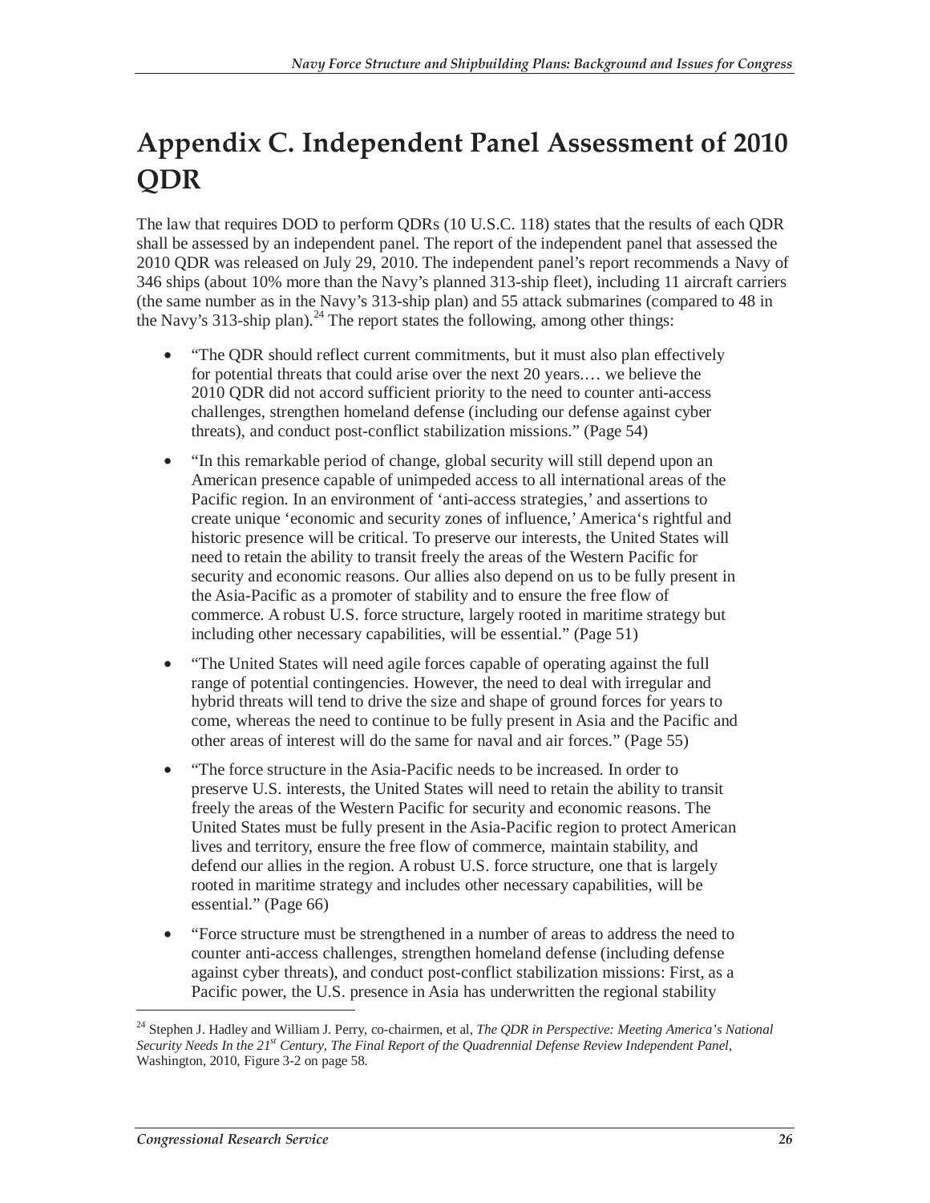# Appendix C. Independent Panel Assessment of 2010 QDR

The law that requires DOD to perform QDRs (10 U.S.C. 118) states that the results of each QDR shall be assessed by an independent panel. The report of the independent panel that assessed the 2010 QDR was released on July 29, 2010. The independent panel's report recommends a Navy of 346 ships (about 10% more than the Navy's planned 313-ship fleet), including 11 aircraft carriers (the same number as in the Navy's 313-ship plan) and 55 attack submarines (compared to 48 in the Navy's 313-ship plan).[24] The report states the following, among other things:

- "The QDR should reflect current commitments, but it must also plan effectively for potential threats that could arise over the next 20 years.… we believe the 2010 QDR did not accord sufficient priority to the need to counter anti-access challenges, strengthen homeland defense (including our defense against cyber threats), and conduct post-conflict stabilization missions." (Page 54)
- "In this remarkable period of change, global security will still depend upon an American presence capable of unimpeded access to all international areas of the Pacific region. In an environment of 'anti-access strategies,' and assertions to create unique 'economic and security zones of influence,' America's rightful and historic presence will be critical. To preserve our interests, the United States will need to retain the ability to transit freely the areas of the Western Pacific for security and economic reasons. Our allies also depend on us to be fully present in the Asia-Pacific as a promoter of stability and to ensure the free flow of commerce. A robust U.S. force structure, largely rooted in maritime strategy but including other necessary capabilities, will be essential." (Page 51)
- "The United States will need agile forces capable of operating against the full range of potential contingencies. However, the need to deal with irregular and hybrid threats will tend to drive the size and shape of ground forces for years to come, whereas the need to continue to be fully present in Asia and the Pacific and other areas of interest will do the same for naval and air forces." (Page 55)
- "The force structure in the Asia-Pacific needs to be increased. In order to preserve U.S. interests, the United States will need to retain the ability to transit freely the areas of the Western Pacific for security and economic reasons. The United States must be fully present in the Asia-Pacific region to protect American lives and territory, ensure the free flow of commerce, maintain stability, and defend our allies in the region. A robust U.S. force structure, one that is largely rooted in maritime strategy and includes other necessary capabilities, will be essential." (Page 66)
- "Force structure must be strengthened in a number of areas to address the need to counter anti-access challenges, strengthen homeland defense (including defense against cyber threats), and conduct post-conflict stabilization missions: First, as a Pacific power, the U.S. presence in Asia has underwritten the regional stability

---

[24] Stephen J. Hadley and William J. Perry, co-chairmen, et al, *The QDR in Perspective: Meeting America's National Security Needs In the 21st Century, The Final Report of the Quadrennial Defense Review Independent Panel*, Washington, 2010, Figure 3-2 on page 58.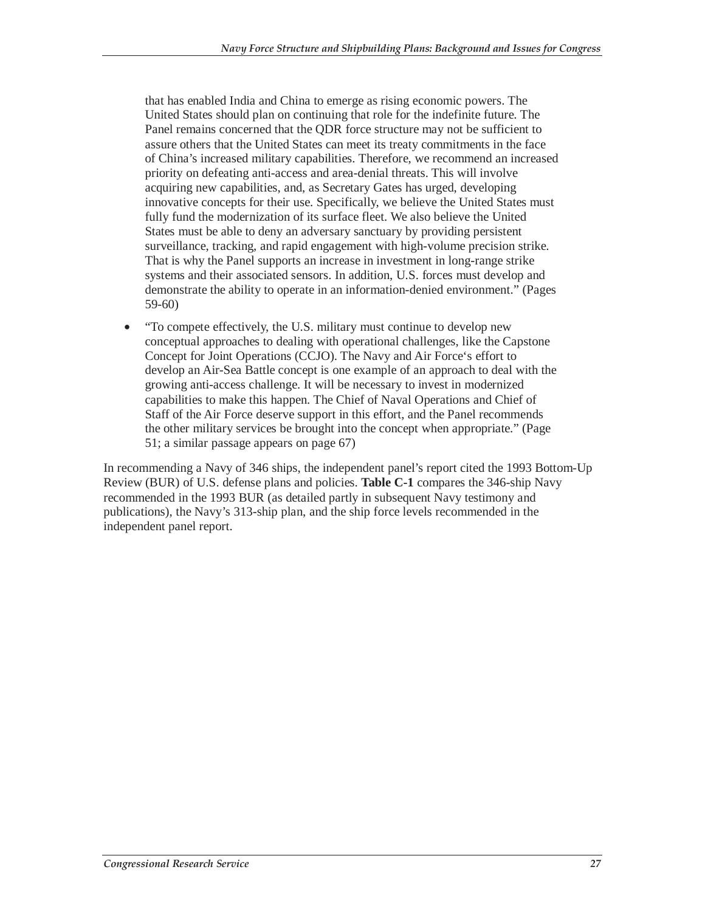that has enabled India and China to emerge as rising economic powers. The United States should plan on continuing that role for the indefinite future. The Panel remains concerned that the QDR force structure may not be sufficient to assure others that the United States can meet its treaty commitments in the face of China's increased military capabilities. Therefore, we recommend an increased priority on defeating anti-access and area-denial threats. This will involve acquiring new capabilities, and, as Secretary Gates has urged, developing innovative concepts for their use. Specifically, we believe the United States must fully fund the modernization of its surface fleet. We also believe the United States must be able to deny an adversary sanctuary by providing persistent surveillance, tracking, and rapid engagement with high-volume precision strike. That is why the Panel supports an increase in investment in long-range strike systems and their associated sensors. In addition, U.S. forces must develop and demonstrate the ability to operate in an information-denied environment." (Pages 59-60)

- "To compete effectively, the U.S. military must continue to develop new conceptual approaches to dealing with operational challenges, like the Capstone Concept for Joint Operations (CCJO). The Navy and Air Force's effort to develop an Air-Sea Battle concept is one example of an approach to deal with the growing anti-access challenge. It will be necessary to invest in modernized capabilities to make this happen. The Chief of Naval Operations and Chief of Staff of the Air Force deserve support in this effort, and the Panel recommends the other military services be brought into the concept when appropriate." (Page 51; a similar passage appears on page 67)

In recommending a Navy of 346 ships, the independent panel's report cited the 1993 Bottom-Up Review (BUR) of U.S. defense plans and policies. **Table C-1** compares the 346-ship Navy recommended in the 1993 BUR (as detailed partly in subsequent Navy testimony and publications), the Navy's 313-ship plan, and the ship force levels recommended in the independent panel report.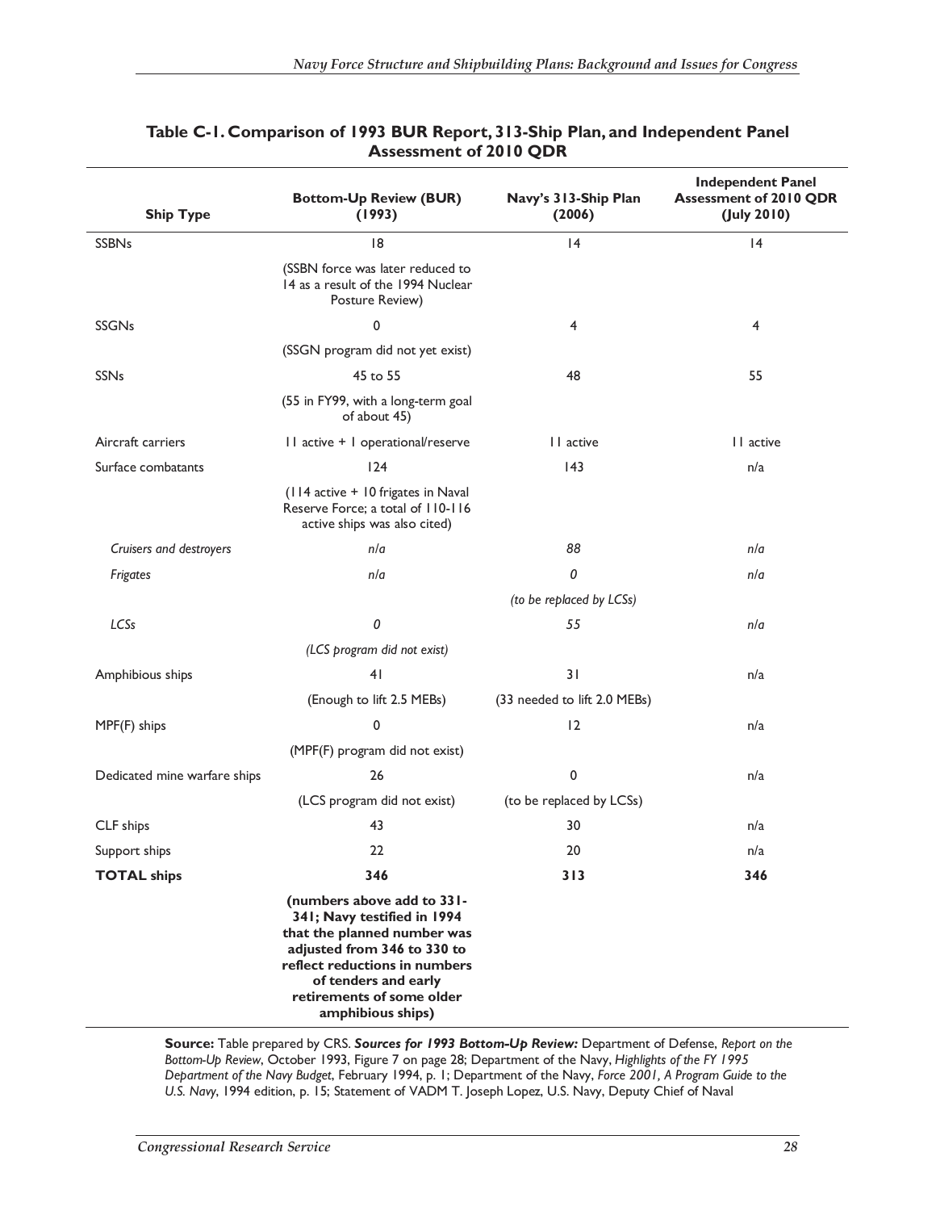**Table C-1. Comparison of 1993 BUR Report, 313-Ship Plan, and Independent Panel Assessment of 2010 QDR**

| Ship Type | Bottom-Up Review (BUR) (1993) | Navy's 313-Ship Plan (2006) | Independent Panel Assessment of 2010 QDR (July 2010) |
|---|---|---|---|
| SSBNs | 18 | 14 | 14 |
| | (SSBN force was later reduced to 14 as a result of the 1994 Nuclear Posture Review) | | |
| SSGNs | 0 | 4 | 4 |
| | (SSGN program did not yet exist) | | |
| SSNs | 45 to 55 | 48 | 55 |
| | (55 in FY99, with a long-term goal of about 45) | | |
| Aircraft carriers | 11 active + 1 operational/reserve | 11 active | 11 active |
| Surface combatants | 124 | 143 | n/a |
| | (114 active + 10 frigates in Naval Reserve Force; a total of 110-116 active ships was also cited) | | |
| *Cruisers and destroyers* | *n/a* | *88* | *n/a* |
| *Frigates* | *n/a* | *0* | *n/a* |
| | | *(to be replaced by LCSs)* | |
| *LCSs* | *0* | *55* | *n/a* |
| | *(LCS program did not exist)* | | |
| Amphibious ships | 41 | 31 | n/a |
| | (Enough to lift 2.5 MEBs) | (33 needed to lift 2.0 MEBs) | |
| MPF(F) ships | 0 | 12 | n/a |
| | (MPF(F) program did not exist) | | |
| Dedicated mine warfare ships | 26 | 0 | n/a |
| | (LCS program did not exist) | (to be replaced by LCSs) | |
| CLF ships | 43 | 30 | n/a |
| Support ships | 22 | 20 | n/a |
| **TOTAL ships** | **346** | **313** | **346** |
| | **(numbers above add to 331-341; Navy testified in 1994 that the planned number was adjusted from 346 to 330 to reflect reductions in numbers of tenders and early retirements of some older amphibious ships)** | | |

**Source:** Table prepared by CRS. ***Sources for 1993 Bottom-Up Review:*** Department of Defense, *Report on the Bottom-Up Review*, October 1993, Figure 7 on page 28; Department of the Navy, *Highlights of the FY 1995 Department of the Navy Budget*, February 1994, p. 1; Department of the Navy, *Force 2001, A Program Guide to the U.S. Navy*, 1994 edition, p. 15; Statement of VADM T. Joseph Lopez, U.S. Navy, Deputy Chief of Naval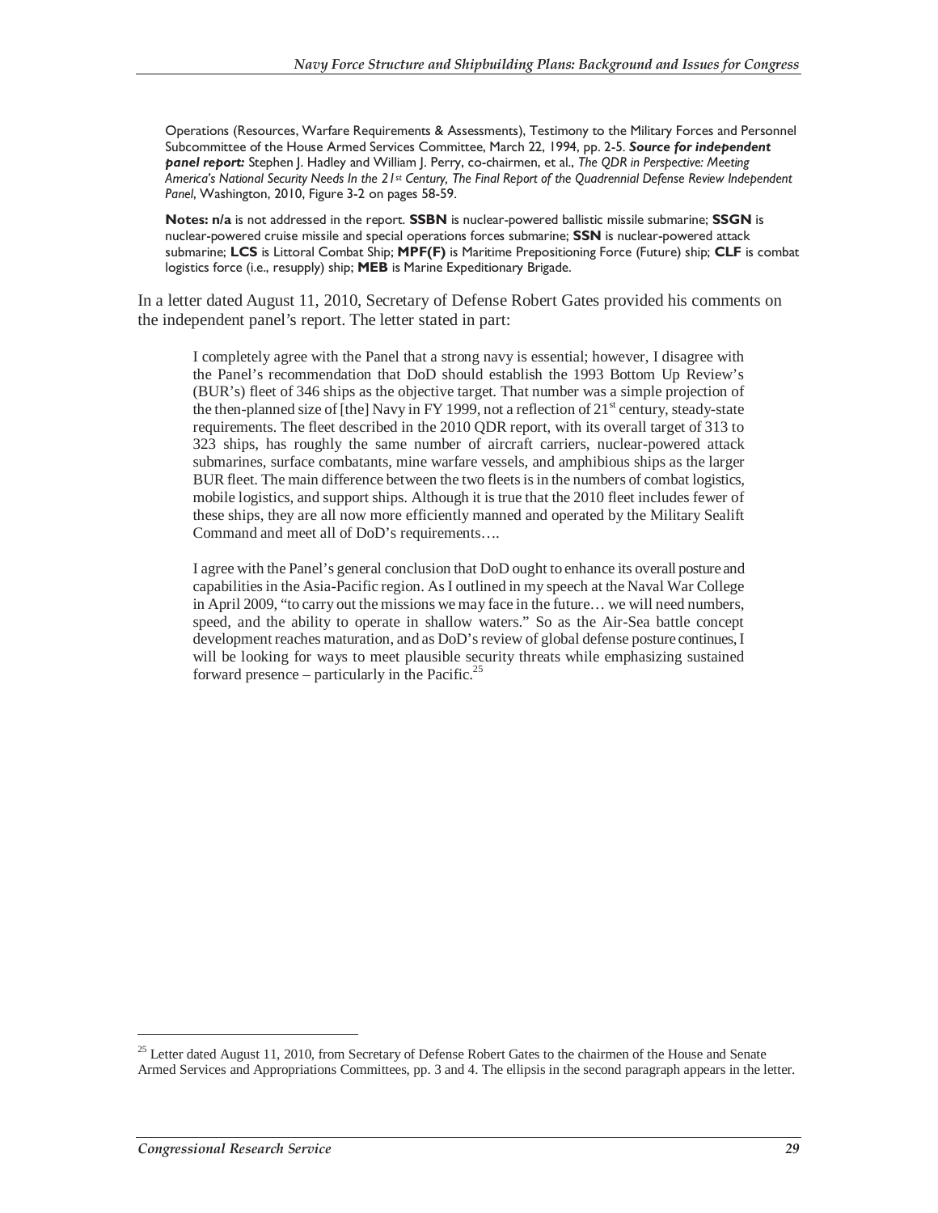Operations (Resources, Warfare Requirements & Assessments), Testimony to the Military Forces and Personnel Subcommittee of the House Armed Services Committee, March 22, 1994, pp. 2-5. ***Source for independent panel report:*** Stephen J. Hadley and William J. Perry, co-chairmen, et al., *The QDR in Perspective: Meeting America's National Security Needs In the 21st Century, The Final Report of the Quadrennial Defense Review Independent Panel*, Washington, 2010, Figure 3-2 on pages 58-59.

**Notes: n/a** is not addressed in the report. **SSBN** is nuclear-powered ballistic missile submarine; **SSGN** is nuclear-powered cruise missile and special operations forces submarine; **SSN** is nuclear-powered attack submarine; **LCS** is Littoral Combat Ship; **MPF(F)** is Maritime Prepositioning Force (Future) ship; **CLF** is combat logistics force (i.e., resupply) ship; **MEB** is Marine Expeditionary Brigade.

In a letter dated August 11, 2010, Secretary of Defense Robert Gates provided his comments on the independent panel's report. The letter stated in part:

> I completely agree with the Panel that a strong navy is essential; however, I disagree with the Panel's recommendation that DoD should establish the 1993 Bottom Up Review's (BUR's) fleet of 346 ships as the objective target. That number was a simple projection of the then-planned size of [the] Navy in FY 1999, not a reflection of 21st century, steady-state requirements. The fleet described in the 2010 QDR report, with its overall target of 313 to 323 ships, has roughly the same number of aircraft carriers, nuclear-powered attack submarines, surface combatants, mine warfare vessels, and amphibious ships as the larger BUR fleet. The main difference between the two fleets is in the numbers of combat logistics, mobile logistics, and support ships. Although it is true that the 2010 fleet includes fewer of these ships, they are all now more efficiently manned and operated by the Military Sealift Command and meet all of DoD's requirements….
>
> I agree with the Panel's general conclusion that DoD ought to enhance its overall posture and capabilities in the Asia-Pacific region. As I outlined in my speech at the Naval War College in April 2009, "to carry out the missions we may face in the future… we will need numbers, speed, and the ability to operate in shallow waters." So as the Air-Sea battle concept development reaches maturation, and as DoD's review of global defense posture continues, I will be looking for ways to meet plausible security threats while emphasizing sustained forward presence – particularly in the Pacific.[25]

[25] Letter dated August 11, 2010, from Secretary of Defense Robert Gates to the chairmen of the House and Senate Armed Services and Appropriations Committees, pp. 3 and 4. The ellipsis in the second paragraph appears in the letter.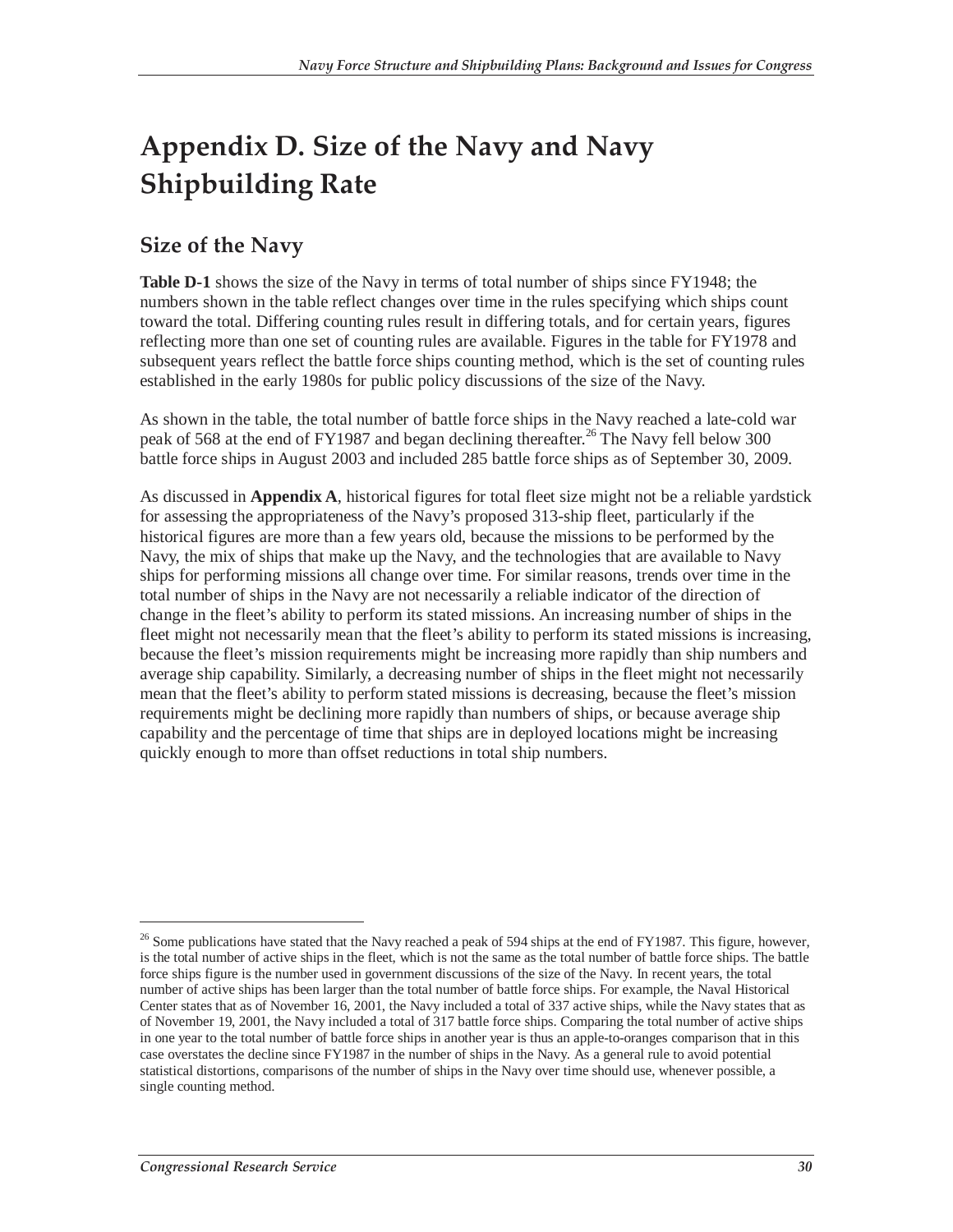# Appendix D. Size of the Navy and Navy Shipbuilding Rate

## Size of the Navy

**Table D-1** shows the size of the Navy in terms of total number of ships since FY1948; the numbers shown in the table reflect changes over time in the rules specifying which ships count toward the total. Differing counting rules result in differing totals, and for certain years, figures reflecting more than one set of counting rules are available. Figures in the table for FY1978 and subsequent years reflect the battle force ships counting method, which is the set of counting rules established in the early 1980s for public policy discussions of the size of the Navy.

As shown in the table, the total number of battle force ships in the Navy reached a late-cold war peak of 568 at the end of FY1987 and began declining thereafter.[26] The Navy fell below 300 battle force ships in August 2003 and included 285 battle force ships as of September 30, 2009.

As discussed in **Appendix A**, historical figures for total fleet size might not be a reliable yardstick for assessing the appropriateness of the Navy's proposed 313-ship fleet, particularly if the historical figures are more than a few years old, because the missions to be performed by the Navy, the mix of ships that make up the Navy, and the technologies that are available to Navy ships for performing missions all change over time. For similar reasons, trends over time in the total number of ships in the Navy are not necessarily a reliable indicator of the direction of change in the fleet's ability to perform its stated missions. An increasing number of ships in the fleet might not necessarily mean that the fleet's ability to perform its stated missions is increasing, because the fleet's mission requirements might be increasing more rapidly than ship numbers and average ship capability. Similarly, a decreasing number of ships in the fleet might not necessarily mean that the fleet's ability to perform stated missions is decreasing, because the fleet's mission requirements might be declining more rapidly than numbers of ships, or because average ship capability and the percentage of time that ships are in deployed locations might be increasing quickly enough to more than offset reductions in total ship numbers.

---

[26] Some publications have stated that the Navy reached a peak of 594 ships at the end of FY1987. This figure, however, is the total number of active ships in the fleet, which is not the same as the total number of battle force ships. The battle force ships figure is the number used in government discussions of the size of the Navy. In recent years, the total number of active ships has been larger than the total number of battle force ships. For example, the Naval Historical Center states that as of November 16, 2001, the Navy included a total of 337 active ships, while the Navy states that as of November 19, 2001, the Navy included a total of 317 battle force ships. Comparing the total number of active ships in one year to the total number of battle force ships in another year is thus an apple-to-oranges comparison that in this case overstates the decline since FY1987 in the number of ships in the Navy. As a general rule to avoid potential statistical distortions, comparisons of the number of ships in the Navy over time should use, whenever possible, a single counting method.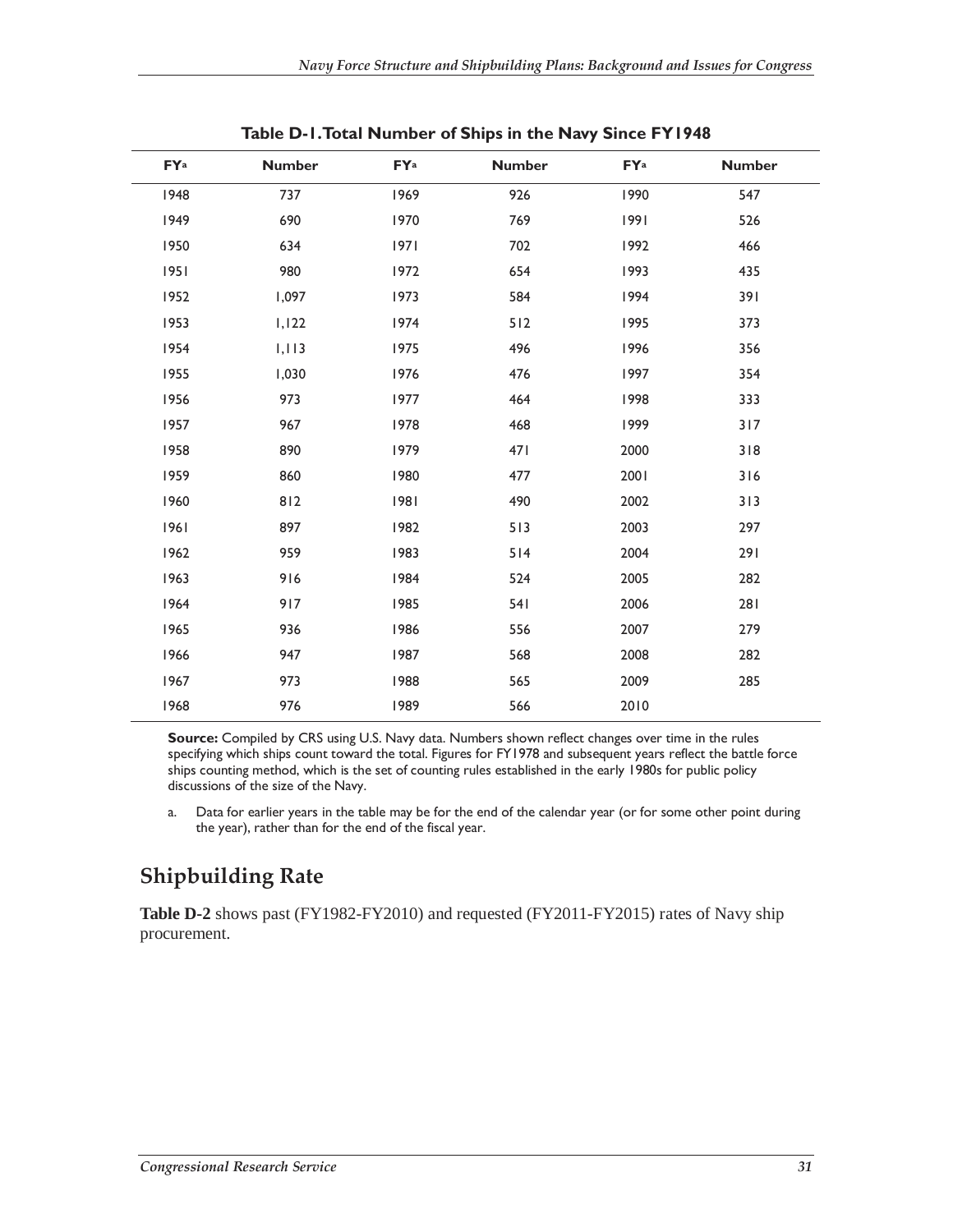**Table D-1. Total Number of Ships in the Navy Since FY1948**

| FY[a] | Number | FY[a] | Number | FY[a] | Number |
|---|---|---|---|---|---|
| 1948 | 737 | 1969 | 926 | 1990 | 547 |
| 1949 | 690 | 1970 | 769 | 1991 | 526 |
| 1950 | 634 | 1971 | 702 | 1992 | 466 |
| 1951 | 980 | 1972 | 654 | 1993 | 435 |
| 1952 | 1,097 | 1973 | 584 | 1994 | 391 |
| 1953 | 1,122 | 1974 | 512 | 1995 | 373 |
| 1954 | 1,113 | 1975 | 496 | 1996 | 356 |
| 1955 | 1,030 | 1976 | 476 | 1997 | 354 |
| 1956 | 973 | 1977 | 464 | 1998 | 333 |
| 1957 | 967 | 1978 | 468 | 1999 | 317 |
| 1958 | 890 | 1979 | 471 | 2000 | 318 |
| 1959 | 860 | 1980 | 477 | 2001 | 316 |
| 1960 | 812 | 1981 | 490 | 2002 | 313 |
| 1961 | 897 | 1982 | 513 | 2003 | 297 |
| 1962 | 959 | 1983 | 514 | 2004 | 291 |
| 1963 | 916 | 1984 | 524 | 2005 | 282 |
| 1964 | 917 | 1985 | 541 | 2006 | 281 |
| 1965 | 936 | 1986 | 556 | 2007 | 279 |
| 1966 | 947 | 1987 | 568 | 2008 | 282 |
| 1967 | 973 | 1988 | 565 | 2009 | 285 |
| 1968 | 976 | 1989 | 566 | 2010 | |

**Source:** Compiled by CRS using U.S. Navy data. Numbers shown reflect changes over time in the rules specifying which ships count toward the total. Figures for FY1978 and subsequent years reflect the battle force ships counting method, which is the set of counting rules established in the early 1980s for public policy discussions of the size of the Navy.

a. Data for earlier years in the table may be for the end of the calendar year (or for some other point during the year), rather than for the end of the fiscal year.

## Shipbuilding Rate

**Table D-2** shows past (FY1982-FY2010) and requested (FY2011-FY2015) rates of Navy ship procurement.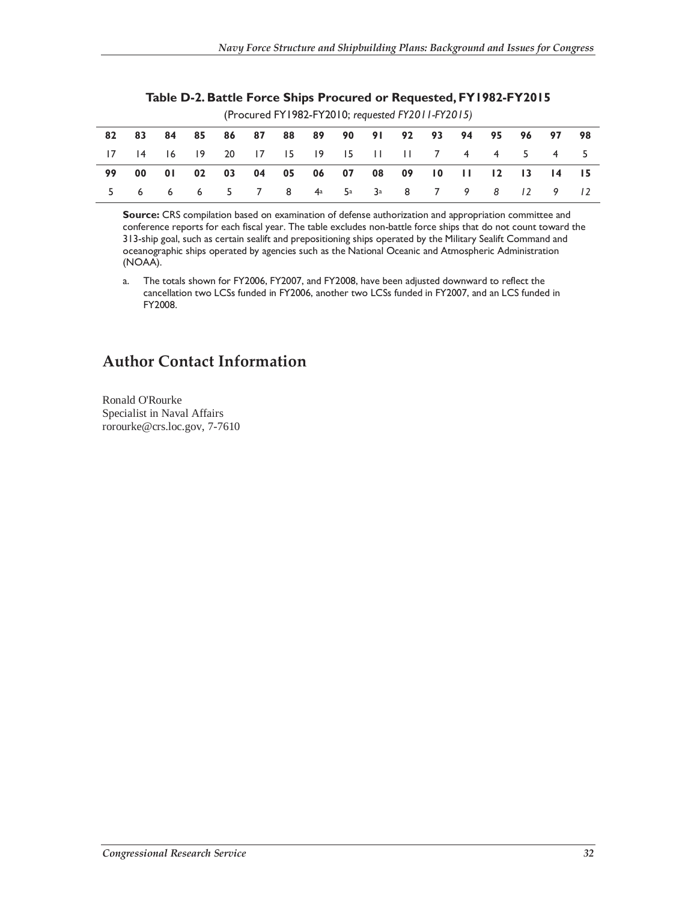**Table D-2. Battle Force Ships Procured or Requested, FY1982-FY2015**

(Procured FY1982-FY2010; *requested FY2011-FY2015)*

| **82** | **83** | **84** | **85** | **86** | **87** | **88** | **89** | **90** | **91** | **92** | **93** | **94** | **95** | **96** | **97** | **98** |
|---|---|---|---|---|---|---|---|---|---|---|---|---|---|---|---|---|
| 17 | 14 | 16 | 19 | 20 | 17 | 15 | 19 | 15 | 11 | 11 | 7 | 4 | 4 | 5 | 4 | 5 |
| **99** | **00** | **01** | **02** | **03** | **04** | **05** | **06** | **07** | **08** | **09** | **10** | **11** | **12** | **13** | **14** | **15** |
| 5 | 6 | 6 | 6 | 5 | 7 | 8 | 4[a] | 5[a] | 3[a] | 8 | 7 | *9* | *8* | *12* | *9* | *12* |

**Source:** CRS compilation based on examination of defense authorization and appropriation committee and conference reports for each fiscal year. The table excludes non-battle force ships that do not count toward the 313-ship goal, such as certain sealift and prepositioning ships operated by the Military Sealift Command and oceanographic ships operated by agencies such as the National Oceanic and Atmospheric Administration (NOAA).

a. The totals shown for FY2006, FY2007, and FY2008, have been adjusted downward to reflect the cancellation two LCSs funded in FY2006, another two LCSs funded in FY2007, and an LCS funded in FY2008.

## Author Contact Information

Ronald O'Rourke
Specialist in Naval Affairs
rorourke@crs.loc.gov, 7-7610